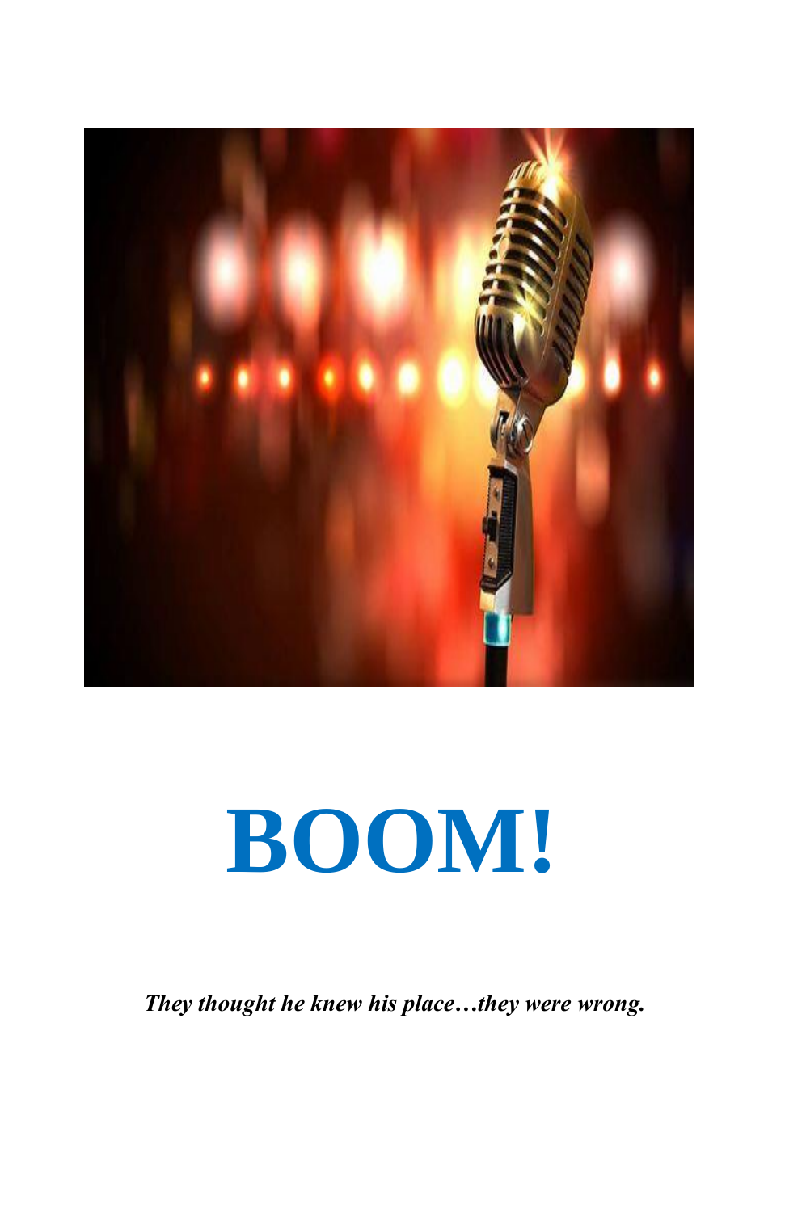# BOOM!

***They thought he knew his place…they were wrong.***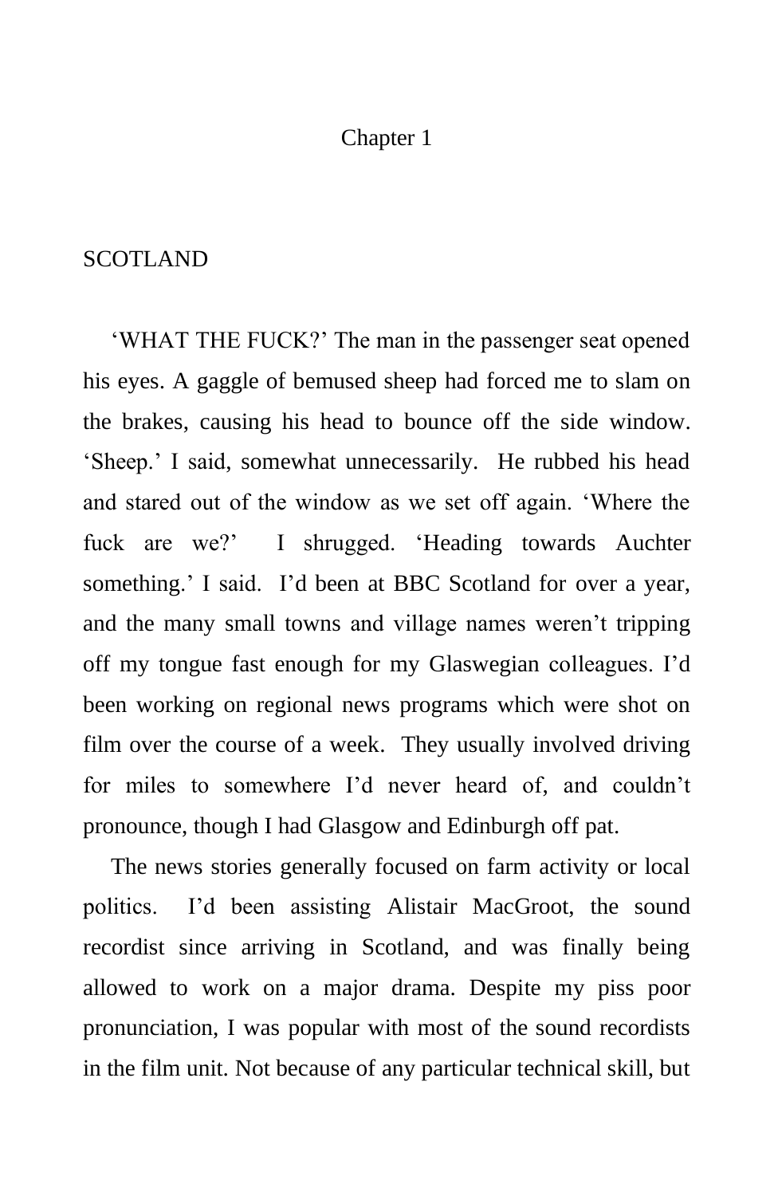# Chapter 1

## SCOTLAND

'WHAT THE FUCK?' The man in the passenger seat opened his eyes. A gaggle of bemused sheep had forced me to slam on the brakes, causing his head to bounce off the side window. 'Sheep.' I said, somewhat unnecessarily. He rubbed his head and stared out of the window as we set off again. 'Where the fuck are we?' I shrugged. 'Heading towards Auchter something.' I said. I'd been at BBC Scotland for over a year, and the many small towns and village names weren't tripping off my tongue fast enough for my Glaswegian colleagues. I'd been working on regional news programs which were shot on film over the course of a week. They usually involved driving for miles to somewhere I'd never heard of, and couldn't pronounce, though I had Glasgow and Edinburgh off pat.

The news stories generally focused on farm activity or local politics. I'd been assisting Alistair MacGroot, the sound recordist since arriving in Scotland, and was finally being allowed to work on a major drama. Despite my piss poor pronunciation, I was popular with most of the sound recordists in the film unit. Not because of any particular technical skill, but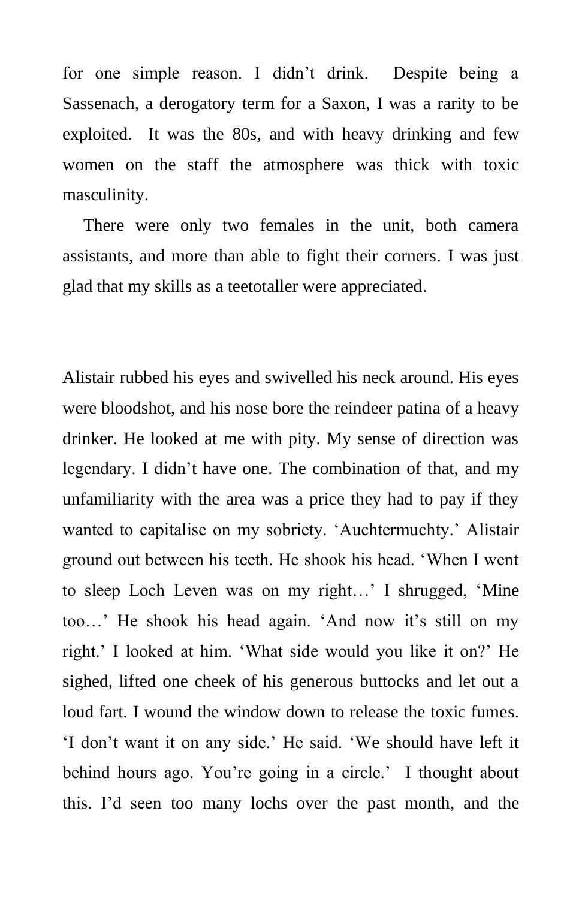for one simple reason. I didn't drink. Despite being a Sassenach, a derogatory term for a Saxon, I was a rarity to be exploited. It was the 80s, and with heavy drinking and few women on the staff the atmosphere was thick with toxic masculinity.

There were only two females in the unit, both camera assistants, and more than able to fight their corners. I was just glad that my skills as a teetotaller were appreciated.

Alistair rubbed his eyes and swivelled his neck around. His eyes were bloodshot, and his nose bore the reindeer patina of a heavy drinker. He looked at me with pity. My sense of direction was legendary. I didn't have one. The combination of that, and my unfamiliarity with the area was a price they had to pay if they wanted to capitalise on my sobriety. 'Auchtermuchty.' Alistair ground out between his teeth. He shook his head. 'When I went to sleep Loch Leven was on my right…' I shrugged, 'Mine too…' He shook his head again. 'And now it's still on my right.' I looked at him. 'What side would you like it on?' He sighed, lifted one cheek of his generous buttocks and let out a loud fart. I wound the window down to release the toxic fumes. 'I don't want it on any side.' He said. 'We should have left it behind hours ago. You're going in a circle.' I thought about this. I'd seen too many lochs over the past month, and the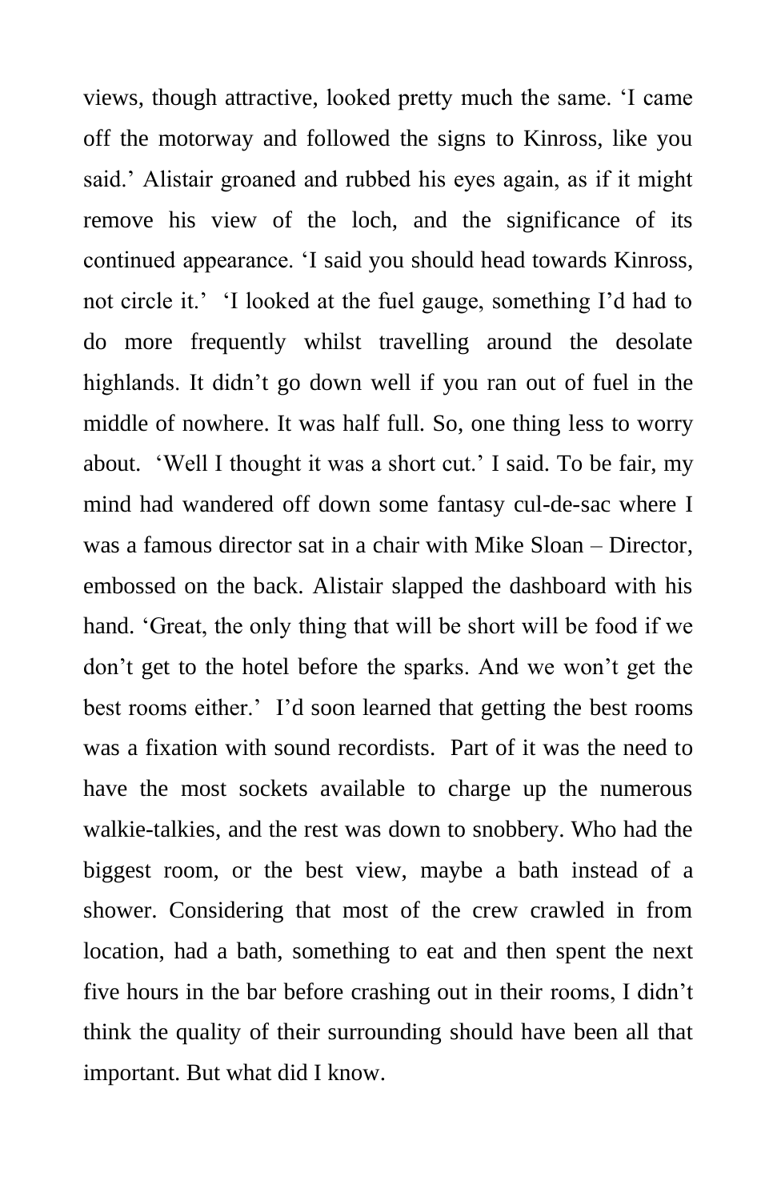views, though attractive, looked pretty much the same. ‘I came off the motorway and followed the signs to Kinross, like you said.’ Alistair groaned and rubbed his eyes again, as if it might remove his view of the loch, and the significance of its continued appearance. ‘I said you should head towards Kinross, not circle it.’ ‘I looked at the fuel gauge, something I’d had to do more frequently whilst travelling around the desolate highlands. It didn’t go down well if you ran out of fuel in the middle of nowhere. It was half full. So, one thing less to worry about. ‘Well I thought it was a short cut.’ I said. To be fair, my mind had wandered off down some fantasy cul-de-sac where I was a famous director sat in a chair with Mike Sloan – Director, embossed on the back. Alistair slapped the dashboard with his hand. ‘Great, the only thing that will be short will be food if we don’t get to the hotel before the sparks. And we won’t get the best rooms either.’ I’d soon learned that getting the best rooms was a fixation with sound recordists. Part of it was the need to have the most sockets available to charge up the numerous walkie-talkies, and the rest was down to snobbery. Who had the biggest room, or the best view, maybe a bath instead of a shower. Considering that most of the crew crawled in from location, had a bath, something to eat and then spent the next five hours in the bar before crashing out in their rooms, I didn’t think the quality of their surrounding should have been all that important. But what did I know.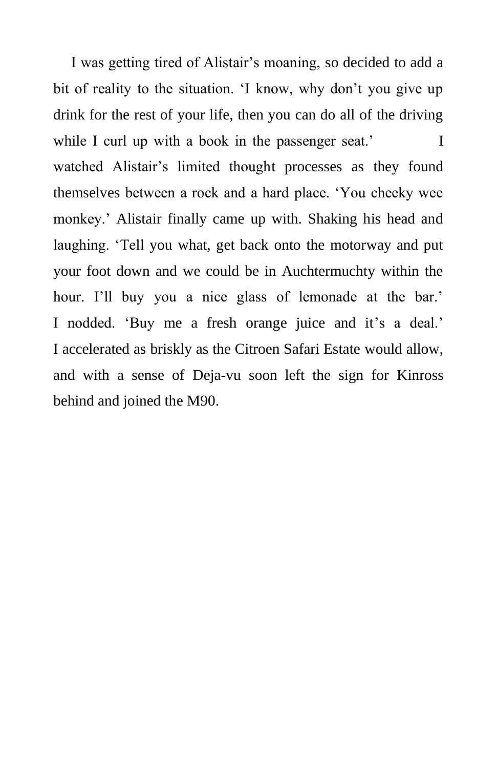I was getting tired of Alistair's moaning, so decided to add a bit of reality to the situation. 'I know, why don't you give up drink for the rest of your life, then you can do all of the driving while I curl up with a book in the passenger seat.'

I watched Alistair's limited thought processes as they found themselves between a rock and a hard place. 'You cheeky wee monkey.' Alistair finally came up with. Shaking his head and laughing. 'Tell you what, get back onto the motorway and put your foot down and we could be in Auchtermuchty within the hour. I'll buy you a nice glass of lemonade at the bar.'

I nodded. 'Buy me a fresh orange juice and it's a deal.'

I accelerated as briskly as the Citroen Safari Estate would allow, and with a sense of Deja-vu soon left the sign for Kinross behind and joined the M90.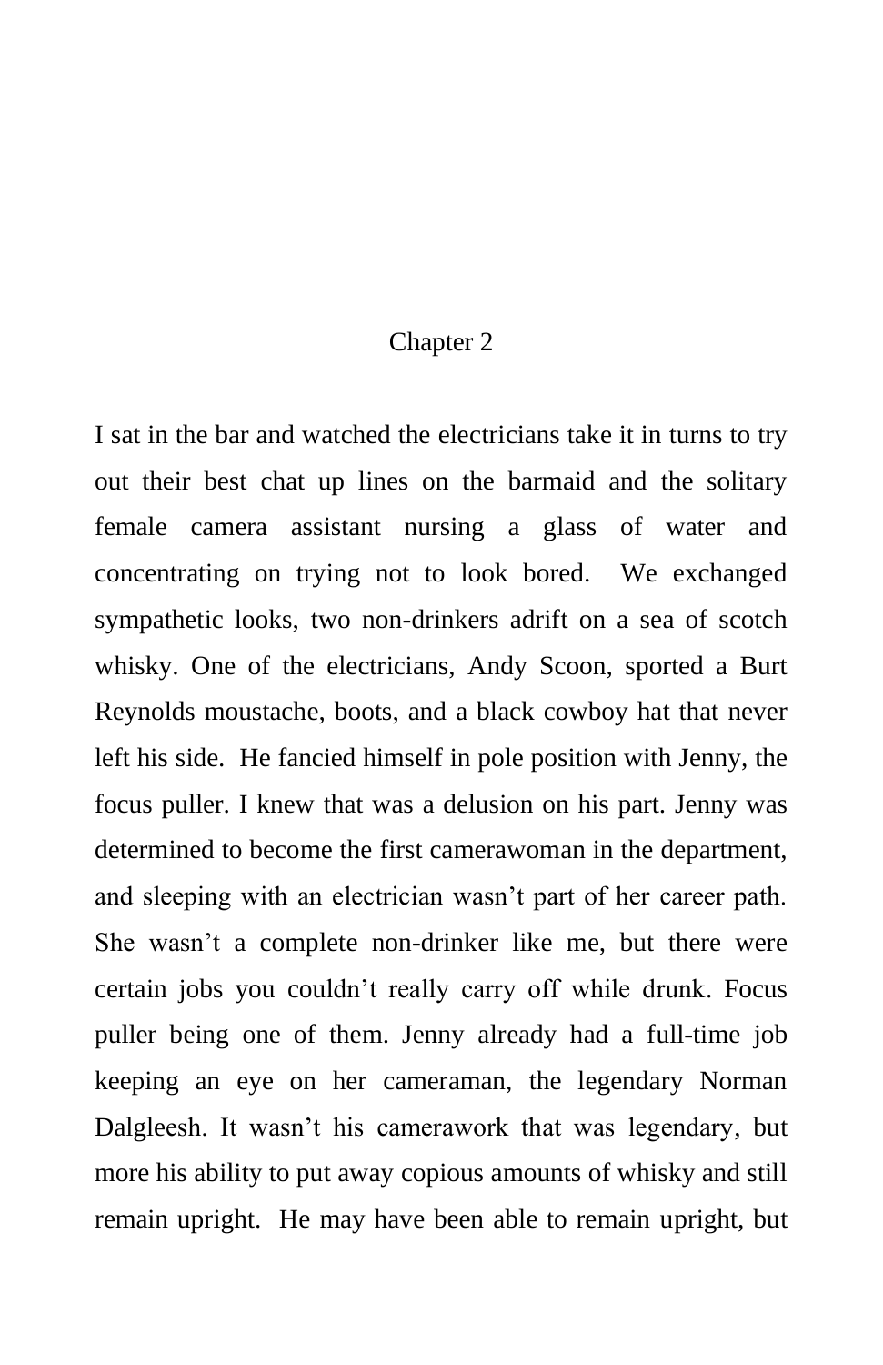# Chapter 2

I sat in the bar and watched the electricians take it in turns to try out their best chat up lines on the barmaid and the solitary female camera assistant nursing a glass of water and concentrating on trying not to look bored. We exchanged sympathetic looks, two non-drinkers adrift on a sea of scotch whisky. One of the electricians, Andy Scoon, sported a Burt Reynolds moustache, boots, and a black cowboy hat that never left his side. He fancied himself in pole position with Jenny, the focus puller. I knew that was a delusion on his part. Jenny was determined to become the first camerawoman in the department, and sleeping with an electrician wasn't part of her career path. She wasn't a complete non-drinker like me, but there were certain jobs you couldn't really carry off while drunk. Focus puller being one of them. Jenny already had a full-time job keeping an eye on her cameraman, the legendary Norman Dalgleesh. It wasn't his camerawork that was legendary, but more his ability to put away copious amounts of whisky and still remain upright. He may have been able to remain upright, but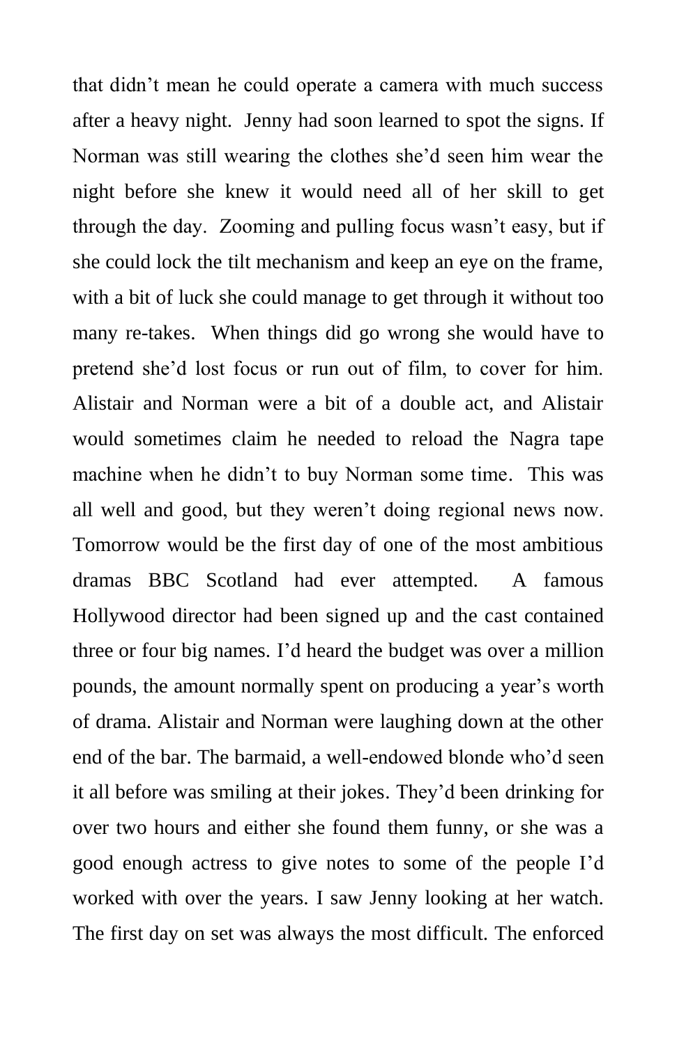that didn't mean he could operate a camera with much success after a heavy night. Jenny had soon learned to spot the signs. If Norman was still wearing the clothes she'd seen him wear the night before she knew it would need all of her skill to get through the day. Zooming and pulling focus wasn't easy, but if she could lock the tilt mechanism and keep an eye on the frame, with a bit of luck she could manage to get through it without too many re-takes. When things did go wrong she would have to pretend she'd lost focus or run out of film, to cover for him. Alistair and Norman were a bit of a double act, and Alistair would sometimes claim he needed to reload the Nagra tape machine when he didn't to buy Norman some time. This was all well and good, but they weren't doing regional news now. Tomorrow would be the first day of one of the most ambitious dramas BBC Scotland had ever attempted. A famous Hollywood director had been signed up and the cast contained three or four big names. I'd heard the budget was over a million pounds, the amount normally spent on producing a year's worth of drama. Alistair and Norman were laughing down at the other end of the bar. The barmaid, a well-endowed blonde who'd seen it all before was smiling at their jokes. They'd been drinking for over two hours and either she found them funny, or she was a good enough actress to give notes to some of the people I'd worked with over the years. I saw Jenny looking at her watch. The first day on set was always the most difficult. The enforced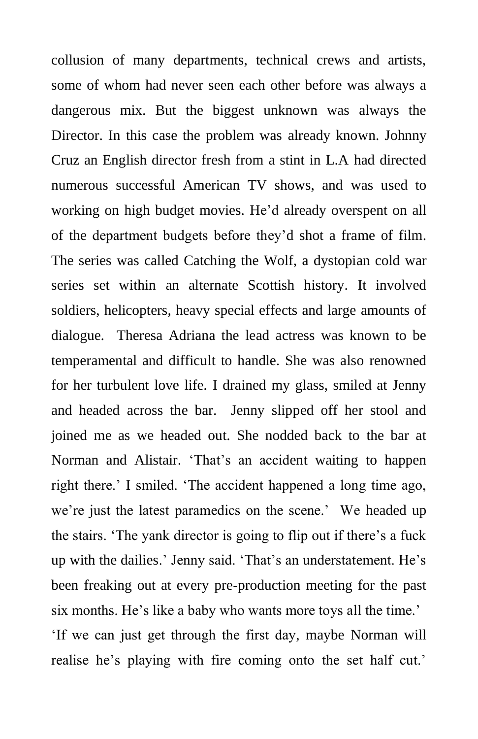collusion of many departments, technical crews and artists, some of whom had never seen each other before was always a dangerous mix. But the biggest unknown was always the Director. In this case the problem was already known. Johnny Cruz an English director fresh from a stint in L.A had directed numerous successful American TV shows, and was used to working on high budget movies. He'd already overspent on all of the department budgets before they'd shot a frame of film. The series was called Catching the Wolf, a dystopian cold war series set within an alternate Scottish history. It involved soldiers, helicopters, heavy special effects and large amounts of dialogue. Theresa Adriana the lead actress was known to be temperamental and difficult to handle. She was also renowned for her turbulent love life. I drained my glass, smiled at Jenny and headed across the bar. Jenny slipped off her stool and joined me as we headed out. She nodded back to the bar at Norman and Alistair. 'That's an accident waiting to happen right there.' I smiled. 'The accident happened a long time ago, we're just the latest paramedics on the scene.' We headed up the stairs. 'The yank director is going to flip out if there's a fuck up with the dailies.' Jenny said. 'That's an understatement. He's been freaking out at every pre-production meeting for the past six months. He's like a baby who wants more toys all the time.'

'If we can just get through the first day, maybe Norman will realise he's playing with fire coming onto the set half cut.'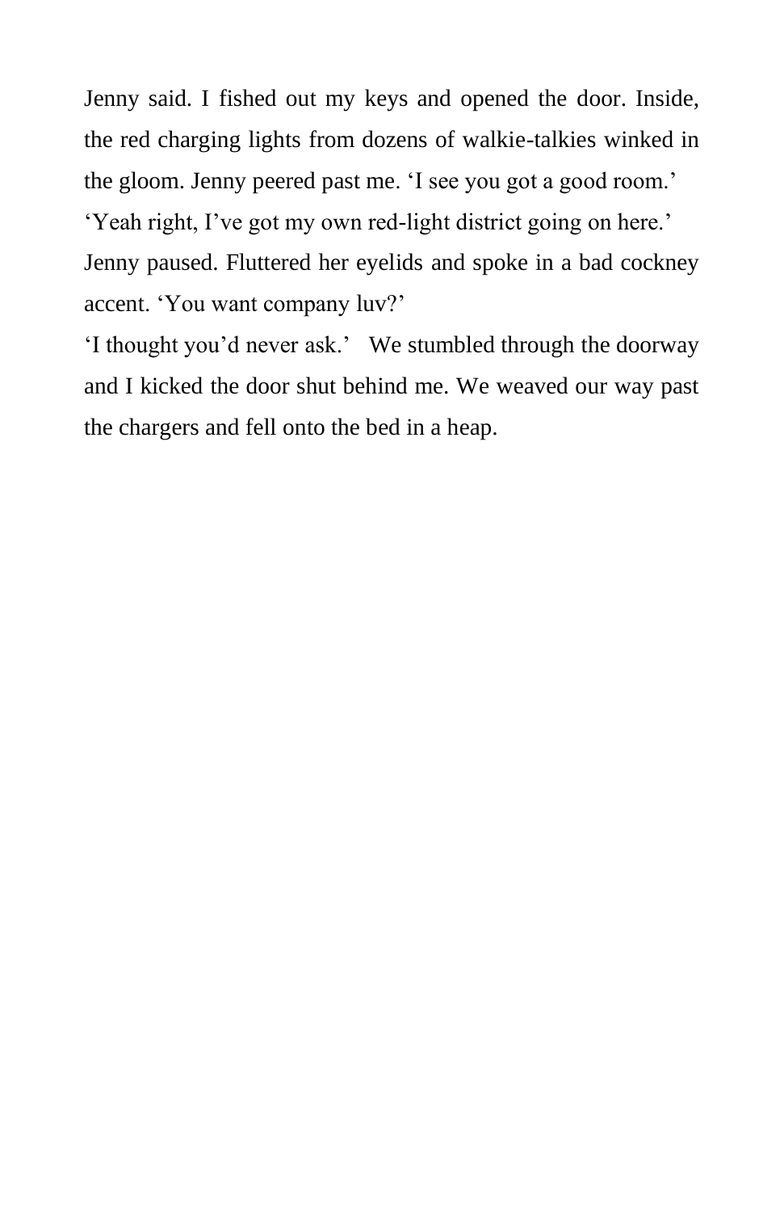Jenny said. I fished out my keys and opened the door. Inside, the red charging lights from dozens of walkie-talkies winked in the gloom. Jenny peered past me. 'I see you got a good room.'

'Yeah right, I've got my own red-light district going on here.'

Jenny paused. Fluttered her eyelids and spoke in a bad cockney accent. 'You want company luv?'

'I thought you'd never ask.' We stumbled through the doorway and I kicked the door shut behind me. We weaved our way past the chargers and fell onto the bed in a heap.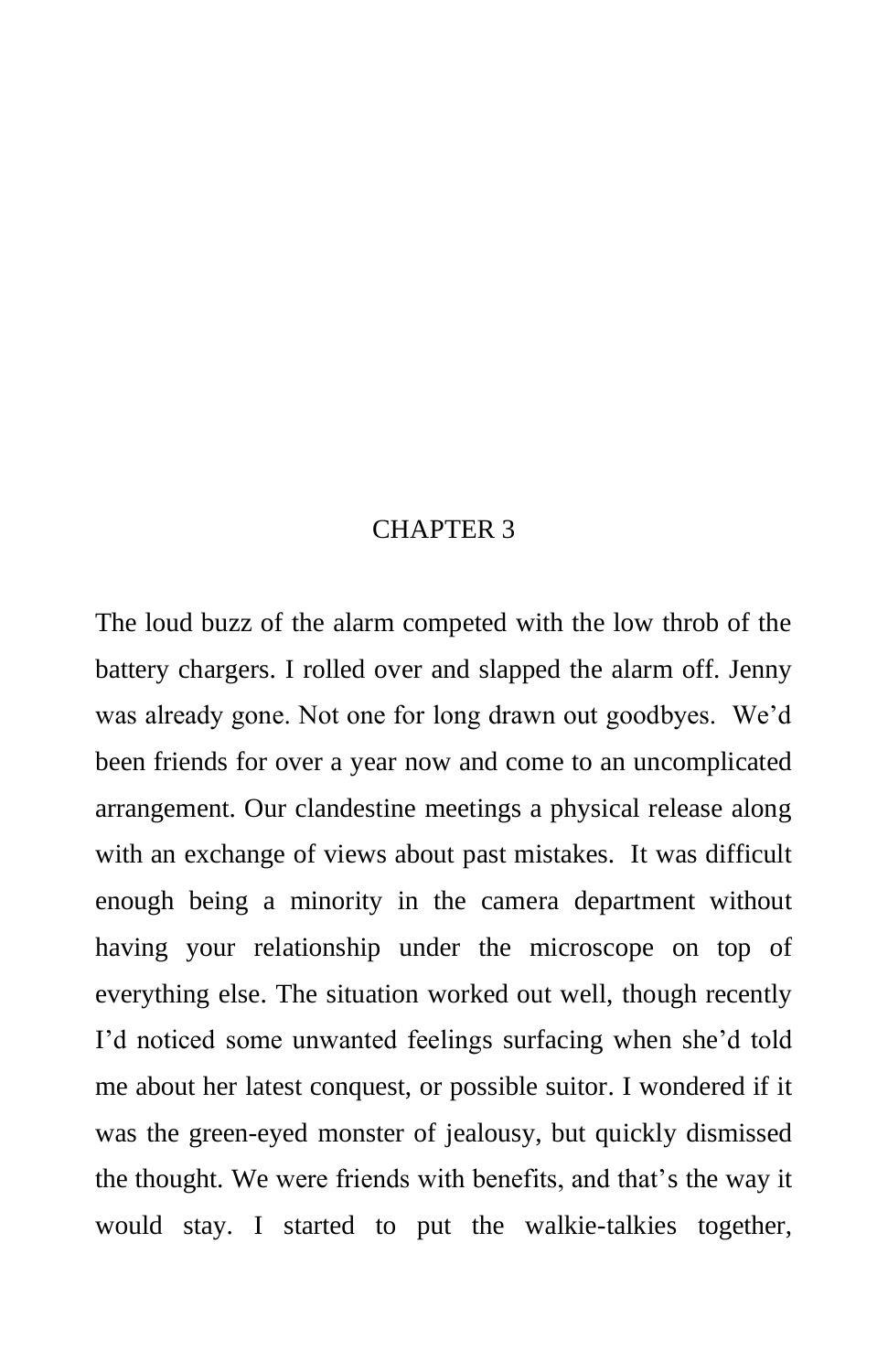# CHAPTER 3

The loud buzz of the alarm competed with the low throb of the battery chargers. I rolled over and slapped the alarm off. Jenny was already gone. Not one for long drawn out goodbyes. We'd been friends for over a year now and come to an uncomplicated arrangement. Our clandestine meetings a physical release along with an exchange of views about past mistakes. It was difficult enough being a minority in the camera department without having your relationship under the microscope on top of everything else. The situation worked out well, though recently I'd noticed some unwanted feelings surfacing when she'd told me about her latest conquest, or possible suitor. I wondered if it was the green-eyed monster of jealousy, but quickly dismissed the thought. We were friends with benefits, and that's the way it would stay. I started to put the walkie-talkies together,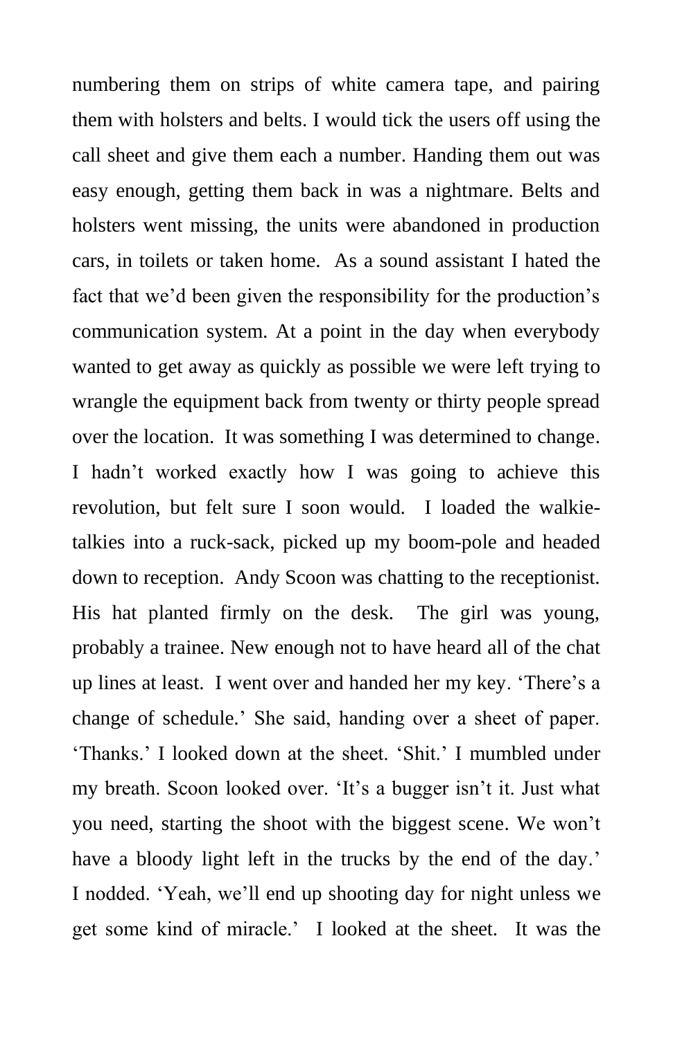numbering them on strips of white camera tape, and pairing them with holsters and belts. I would tick the users off using the call sheet and give them each a number. Handing them out was easy enough, getting them back in was a nightmare. Belts and holsters went missing, the units were abandoned in production cars, in toilets or taken home.  As a sound assistant I hated the fact that we'd been given the responsibility for the production's communication system. At a point in the day when everybody wanted to get away as quickly as possible we were left trying to wrangle the equipment back from twenty or thirty people spread over the location.  It was something I was determined to change. I hadn't worked exactly how I was going to achieve this revolution, but felt sure I soon would.  I loaded the walkie-talkies into a ruck-sack, picked up my boom-pole and headed down to reception.  Andy Scoon was chatting to the receptionist. His hat planted firmly on the desk.  The girl was young, probably a trainee. New enough not to have heard all of the chat up lines at least.  I went over and handed her my key. 'There's a change of schedule.' She said, handing over a sheet of paper. 'Thanks.' I looked down at the sheet. 'Shit.' I mumbled under my breath. Scoon looked over. 'It's a bugger isn't it. Just what you need, starting the shoot with the biggest scene. We won't have a bloody light left in the trucks by the end of the day.' I nodded. 'Yeah, we'll end up shooting day for night unless we get some kind of miracle.'  I looked at the sheet.  It was the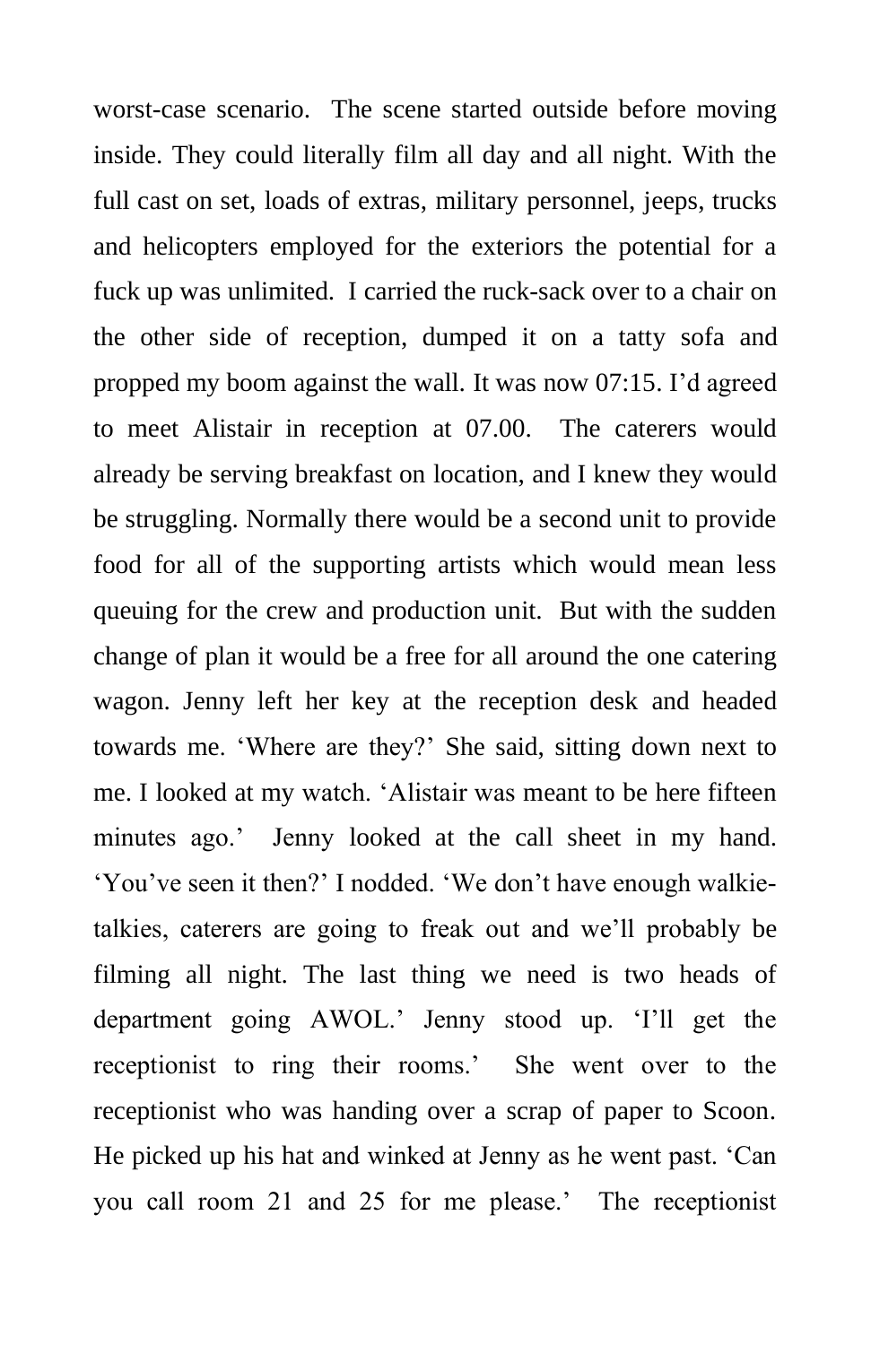worst-case scenario. The scene started outside before moving inside. They could literally film all day and all night. With the full cast on set, loads of extras, military personnel, jeeps, trucks and helicopters employed for the exteriors the potential for a fuck up was unlimited. I carried the ruck-sack over to a chair on the other side of reception, dumped it on a tatty sofa and propped my boom against the wall. It was now 07:15. I'd agreed to meet Alistair in reception at 07.00. The caterers would already be serving breakfast on location, and I knew they would be struggling. Normally there would be a second unit to provide food for all of the supporting artists which would mean less queuing for the crew and production unit. But with the sudden change of plan it would be a free for all around the one catering wagon. Jenny left her key at the reception desk and headed towards me. 'Where are they?' She said, sitting down next to me. I looked at my watch. 'Alistair was meant to be here fifteen minutes ago.' Jenny looked at the call sheet in my hand. 'You've seen it then?' I nodded. 'We don't have enough walkie-talkies, caterers are going to freak out and we'll probably be filming all night. The last thing we need is two heads of department going AWOL.' Jenny stood up. 'I'll get the receptionist to ring their rooms.' She went over to the receptionist who was handing over a scrap of paper to Scoon. He picked up his hat and winked at Jenny as he went past. 'Can you call room 21 and 25 for me please.' The receptionist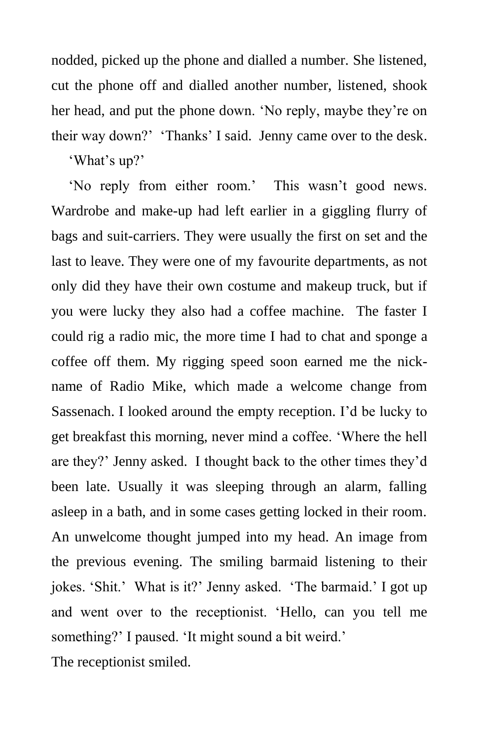nodded, picked up the phone and dialled a number. She listened, cut the phone off and dialled another number, listened, shook her head, and put the phone down. ‘No reply, maybe they’re on their way down?’ ‘Thanks’ I said. Jenny came over to the desk.

‘What’s up?’

‘No reply from either room.’ This wasn’t good news. Wardrobe and make-up had left earlier in a giggling flurry of bags and suit-carriers. They were usually the first on set and the last to leave. They were one of my favourite departments, as not only did they have their own costume and makeup truck, but if you were lucky they also had a coffee machine. The faster I could rig a radio mic, the more time I had to chat and sponge a coffee off them. My rigging speed soon earned me the nick-name of Radio Mike, which made a welcome change from Sassenach. I looked around the empty reception. I’d be lucky to get breakfast this morning, never mind a coffee. ‘Where the hell are they?’ Jenny asked. I thought back to the other times they’d been late. Usually it was sleeping through an alarm, falling asleep in a bath, and in some cases getting locked in their room. An unwelcome thought jumped into my head. An image from the previous evening. The smiling barmaid listening to their jokes. ‘Shit.’ What is it?’ Jenny asked. ‘The barmaid.’ I got up and went over to the receptionist. ‘Hello, can you tell me something?’ I paused. ‘It might sound a bit weird.’

The receptionist smiled.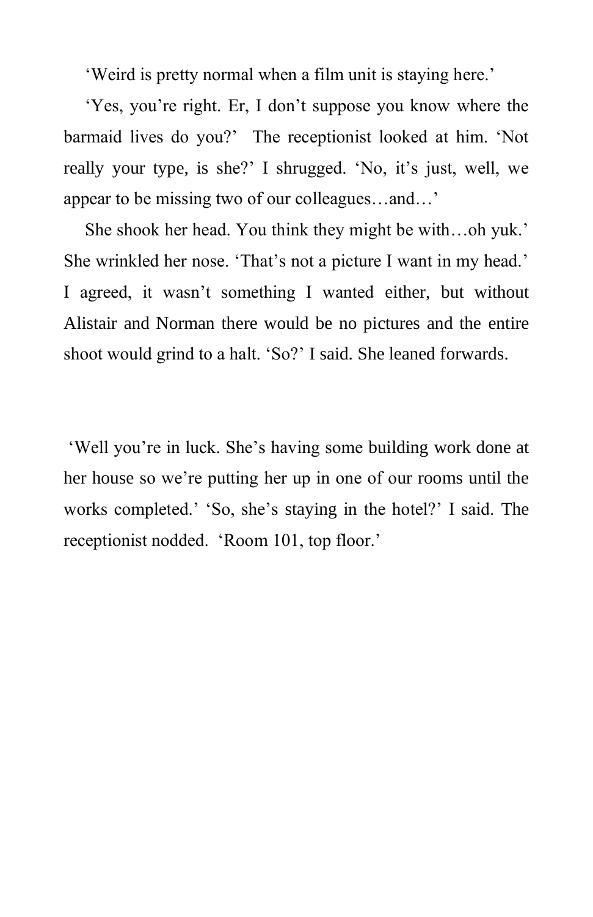'Weird is pretty normal when a film unit is staying here.'

'Yes, you're right. Er, I don't suppose you know where the barmaid lives do you?' The receptionist looked at him. 'Not really your type, is she?' I shrugged. 'No, it's just, well, we appear to be missing two of our colleagues…and…'

She shook her head. You think they might be with…oh yuk.' She wrinkled her nose. 'That's not a picture I want in my head.' I agreed, it wasn't something I wanted either, but without Alistair and Norman there would be no pictures and the entire shoot would grind to a halt. 'So?' I said. She leaned forwards.

'Well you're in luck. She's having some building work done at her house so we're putting her up in one of our rooms until the works completed.' 'So, she's staying in the hotel?' I said. The receptionist nodded. 'Room 101, top floor.'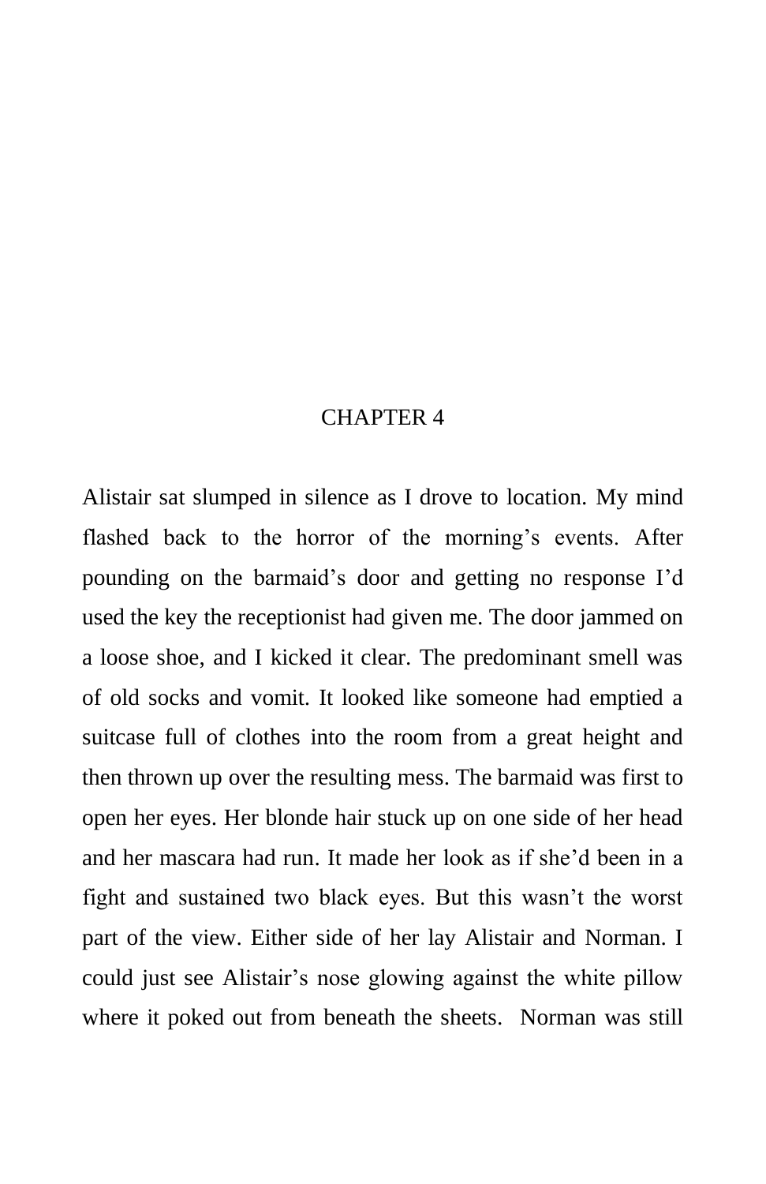# CHAPTER 4

Alistair sat slumped in silence as I drove to location. My mind flashed back to the horror of the morning's events. After pounding on the barmaid's door and getting no response I'd used the key the receptionist had given me. The door jammed on a loose shoe, and I kicked it clear. The predominant smell was of old socks and vomit. It looked like someone had emptied a suitcase full of clothes into the room from a great height and then thrown up over the resulting mess. The barmaid was first to open her eyes. Her blonde hair stuck up on one side of her head and her mascara had run. It made her look as if she'd been in a fight and sustained two black eyes. But this wasn't the worst part of the view. Either side of her lay Alistair and Norman. I could just see Alistair's nose glowing against the white pillow where it poked out from beneath the sheets. Norman was still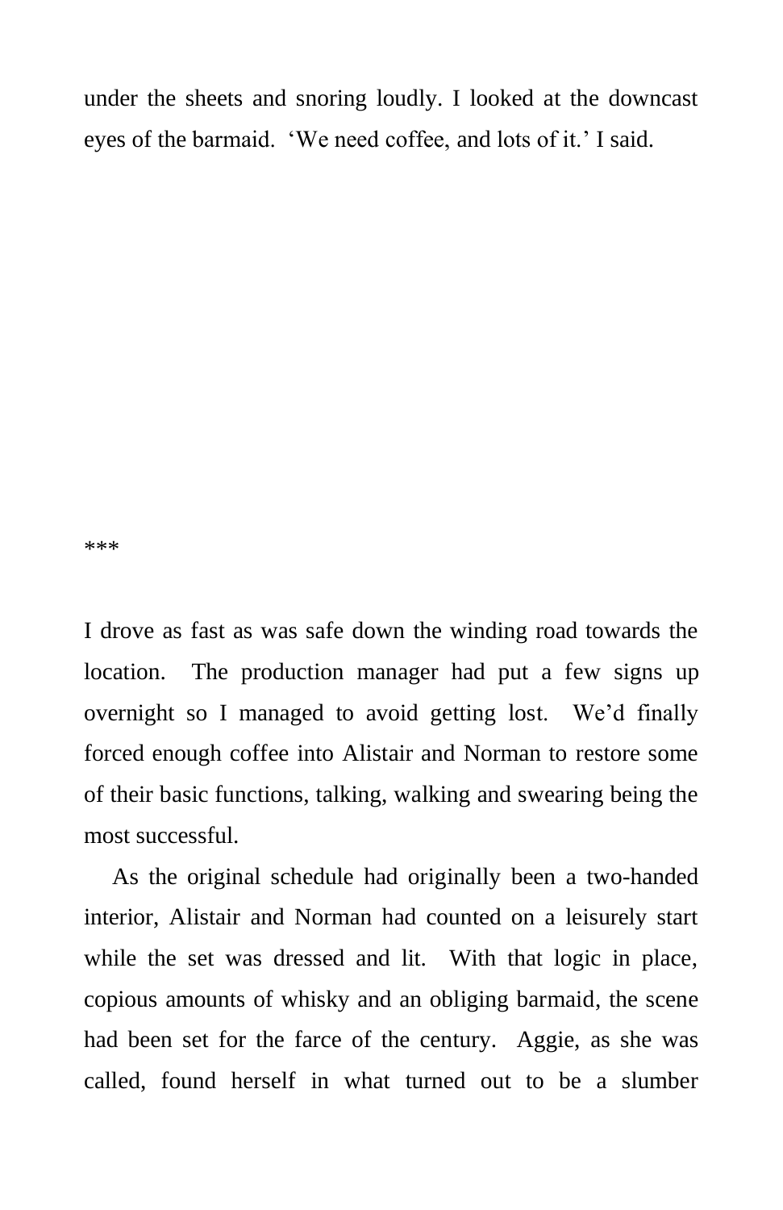under the sheets and snoring loudly. I looked at the downcast eyes of the barmaid. ‘We need coffee, and lots of it.’ I said.

***

I drove as fast as was safe down the winding road towards the location. The production manager had put a few signs up overnight so I managed to avoid getting lost. We’d finally forced enough coffee into Alistair and Norman to restore some of their basic functions, talking, walking and swearing being the most successful.

As the original schedule had originally been a two-handed interior, Alistair and Norman had counted on a leisurely start while the set was dressed and lit. With that logic in place, copious amounts of whisky and an obliging barmaid, the scene had been set for the farce of the century. Aggie, as she was called, found herself in what turned out to be a slumber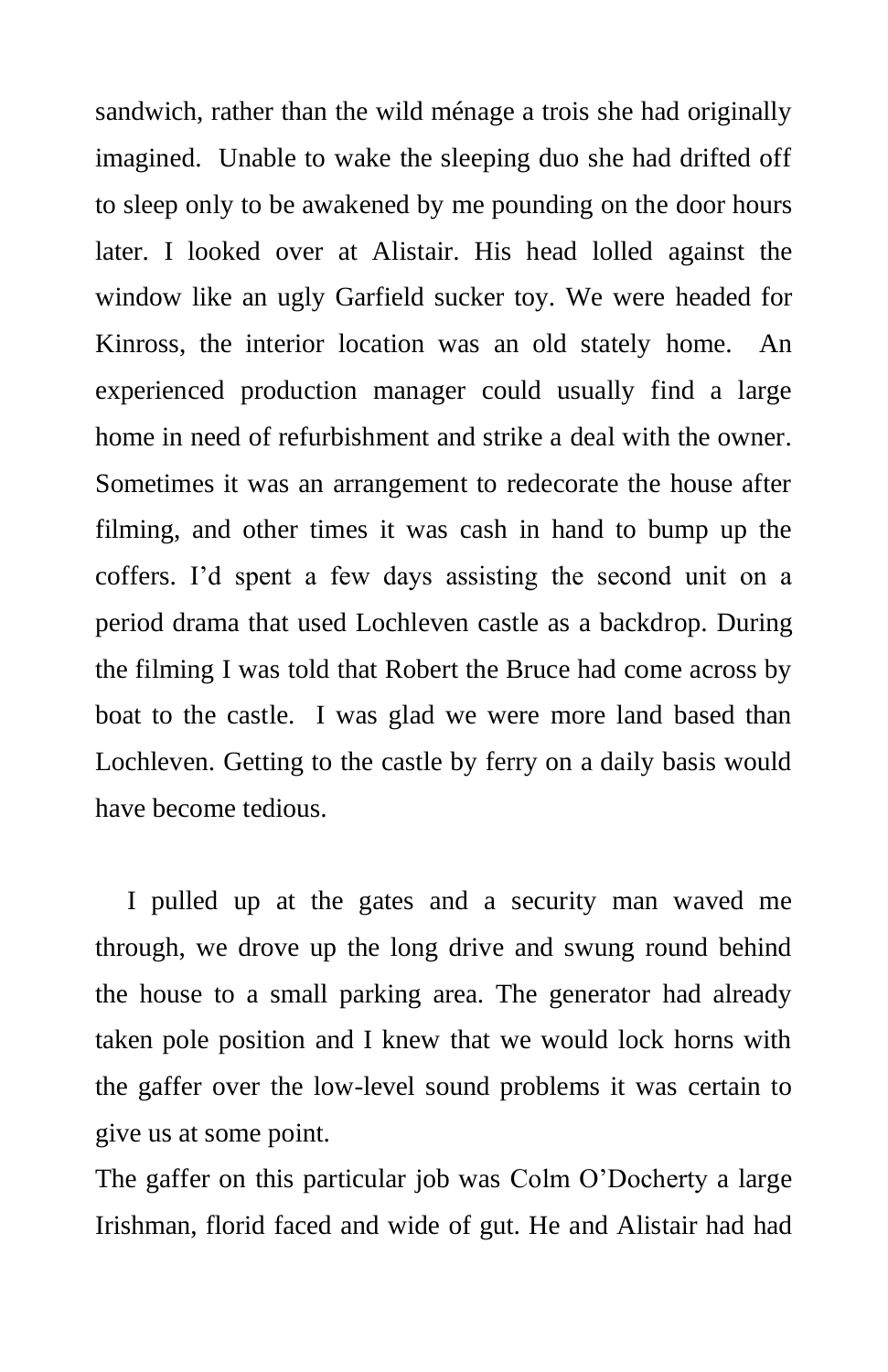sandwich, rather than the wild ménage a trois she had originally imagined. Unable to wake the sleeping duo she had drifted off to sleep only to be awakened by me pounding on the door hours later. I looked over at Alistair. His head lolled against the window like an ugly Garfield sucker toy. We were headed for Kinross, the interior location was an old stately home. An experienced production manager could usually find a large home in need of refurbishment and strike a deal with the owner. Sometimes it was an arrangement to redecorate the house after filming, and other times it was cash in hand to bump up the coffers. I'd spent a few days assisting the second unit on a period drama that used Lochleven castle as a backdrop. During the filming I was told that Robert the Bruce had come across by boat to the castle. I was glad we were more land based than Lochleven. Getting to the castle by ferry on a daily basis would have become tedious.

I pulled up at the gates and a security man waved me through, we drove up the long drive and swung round behind the house to a small parking area. The generator had already taken pole position and I knew that we would lock horns with the gaffer over the low-level sound problems it was certain to give us at some point.

The gaffer on this particular job was Colm O'Docherty a large Irishman, florid faced and wide of gut. He and Alistair had had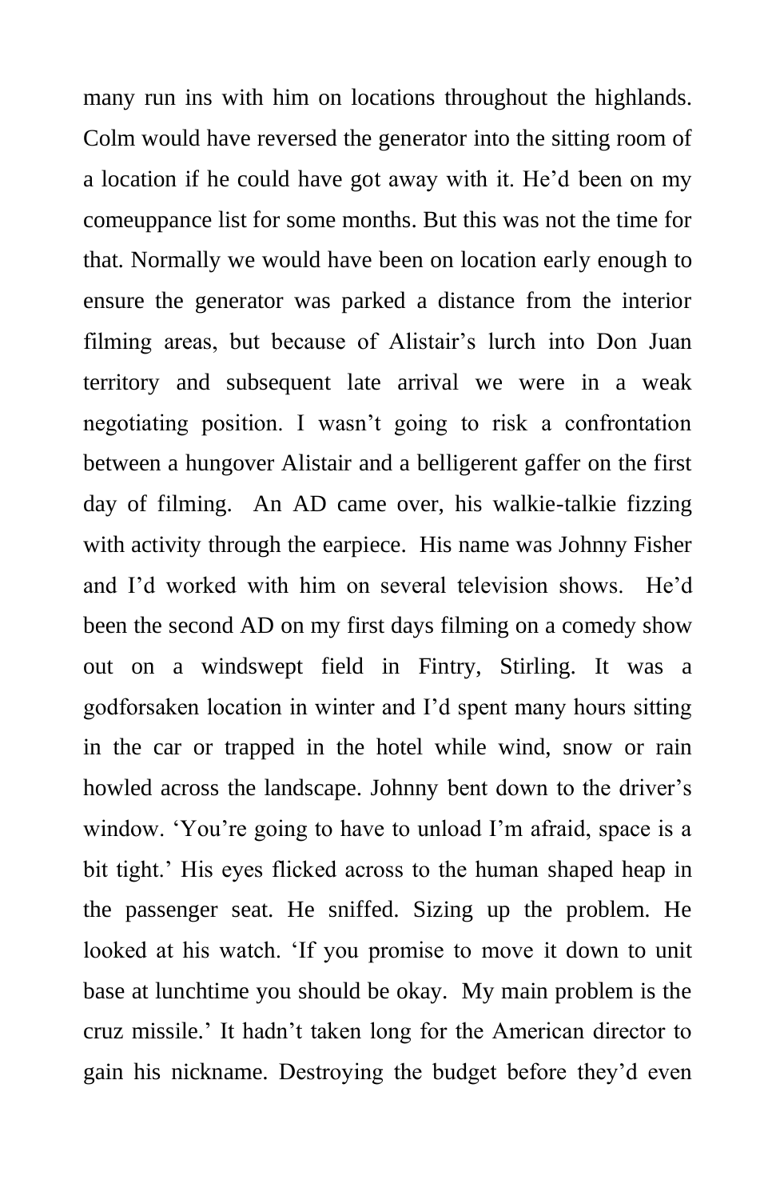many run ins with him on locations throughout the highlands. Colm would have reversed the generator into the sitting room of a location if he could have got away with it. He'd been on my comeuppance list for some months. But this was not the time for that. Normally we would have been on location early enough to ensure the generator was parked a distance from the interior filming areas, but because of Alistair's lurch into Don Juan territory and subsequent late arrival we were in a weak negotiating position. I wasn't going to risk a confrontation between a hungover Alistair and a belligerent gaffer on the first day of filming.  An AD came over, his walkie-talkie fizzing with activity through the earpiece.  His name was Johnny Fisher and I'd worked with him on several television shows.  He'd been the second AD on my first days filming on a comedy show out on a windswept field in Fintry, Stirling. It was a godforsaken location in winter and I'd spent many hours sitting in the car or trapped in the hotel while wind, snow or rain howled across the landscape. Johnny bent down to the driver's window. 'You're going to have to unload I'm afraid, space is a bit tight.' His eyes flicked across to the human shaped heap in the passenger seat. He sniffed. Sizing up the problem. He looked at his watch. 'If you promise to move it down to unit base at lunchtime you should be okay.  My main problem is the cruz missile.' It hadn't taken long for the American director to gain his nickname. Destroying the budget before they'd even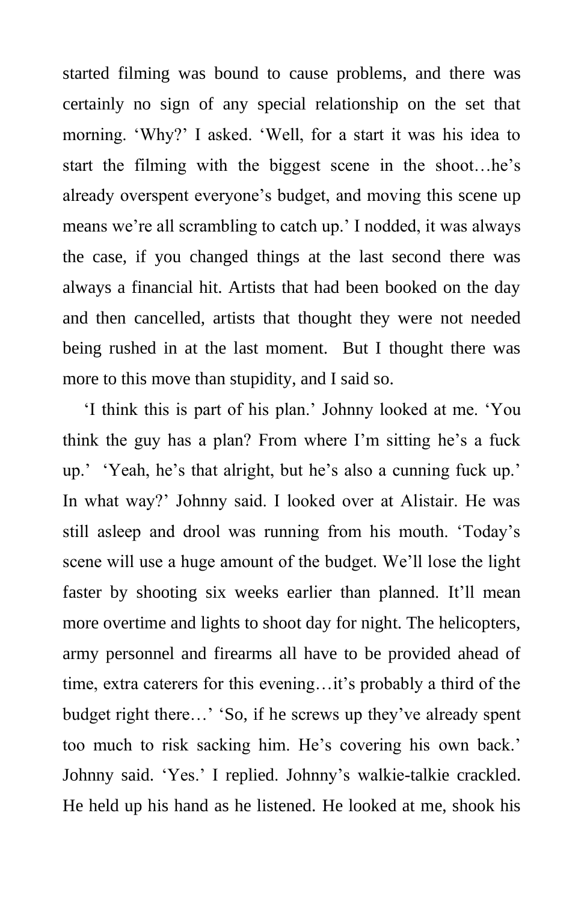started filming was bound to cause problems, and there was certainly no sign of any special relationship on the set that morning. 'Why?' I asked. 'Well, for a start it was his idea to start the filming with the biggest scene in the shoot…he's already overspent everyone's budget, and moving this scene up means we're all scrambling to catch up.' I nodded, it was always the case, if you changed things at the last second there was always a financial hit. Artists that had been booked on the day and then cancelled, artists that thought they were not needed being rushed in at the last moment. But I thought there was more to this move than stupidity, and I said so.

'I think this is part of his plan.' Johnny looked at me. 'You think the guy has a plan? From where I'm sitting he's a fuck up.' 'Yeah, he's that alright, but he's also a cunning fuck up.' In what way?' Johnny said. I looked over at Alistair. He was still asleep and drool was running from his mouth. 'Today's scene will use a huge amount of the budget. We'll lose the light faster by shooting six weeks earlier than planned. It'll mean more overtime and lights to shoot day for night. The helicopters, army personnel and firearms all have to be provided ahead of time, extra caterers for this evening…it's probably a third of the budget right there…' 'So, if he screws up they've already spent too much to risk sacking him. He's covering his own back.' Johnny said. 'Yes.' I replied. Johnny's walkie-talkie crackled. He held up his hand as he listened. He looked at me, shook his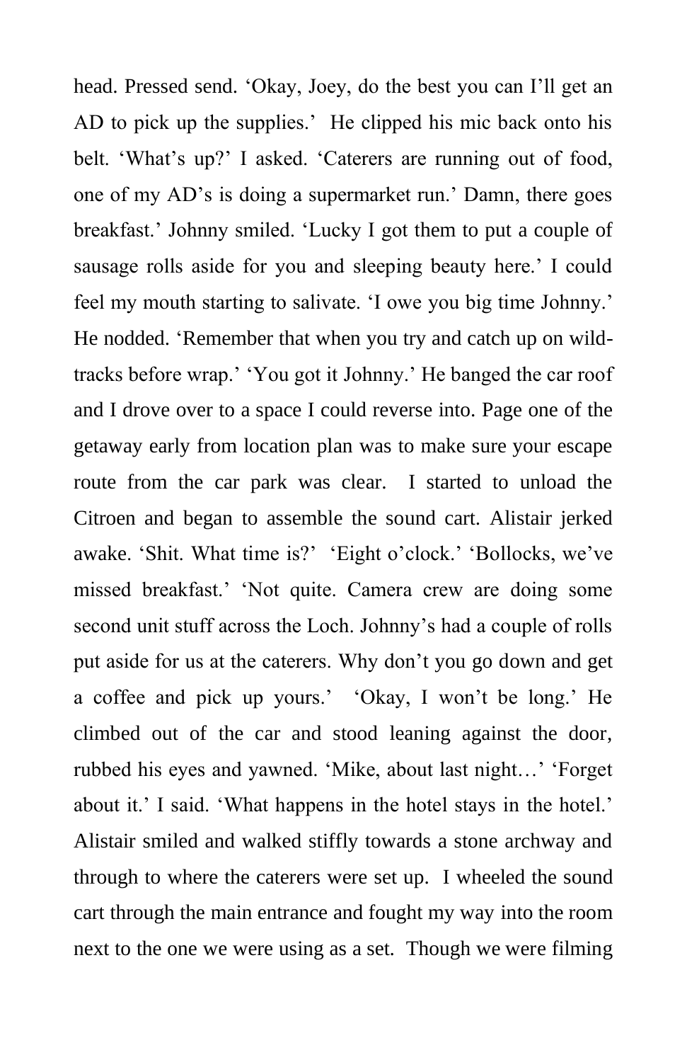head. Pressed send. 'Okay, Joey, do the best you can I'll get an AD to pick up the supplies.' He clipped his mic back onto his belt. 'What's up?' I asked. 'Caterers are running out of food, one of my AD's is doing a supermarket run.' Damn, there goes breakfast.' Johnny smiled. 'Lucky I got them to put a couple of sausage rolls aside for you and sleeping beauty here.' I could feel my mouth starting to salivate. 'I owe you big time Johnny.' He nodded. 'Remember that when you try and catch up on wild-tracks before wrap.' 'You got it Johnny.' He banged the car roof and I drove over to a space I could reverse into. Page one of the getaway early from location plan was to make sure your escape route from the car park was clear. I started to unload the Citroen and began to assemble the sound cart. Alistair jerked awake. 'Shit. What time is?' 'Eight o'clock.' 'Bollocks, we've missed breakfast.' 'Not quite. Camera crew are doing some second unit stuff across the Loch. Johnny's had a couple of rolls put aside for us at the caterers. Why don't you go down and get a coffee and pick up yours.' 'Okay, I won't be long.' He climbed out of the car and stood leaning against the door, rubbed his eyes and yawned. 'Mike, about last night…' 'Forget about it.' I said. 'What happens in the hotel stays in the hotel.' Alistair smiled and walked stiffly towards a stone archway and through to where the caterers were set up. I wheeled the sound cart through the main entrance and fought my way into the room next to the one we were using as a set. Though we were filming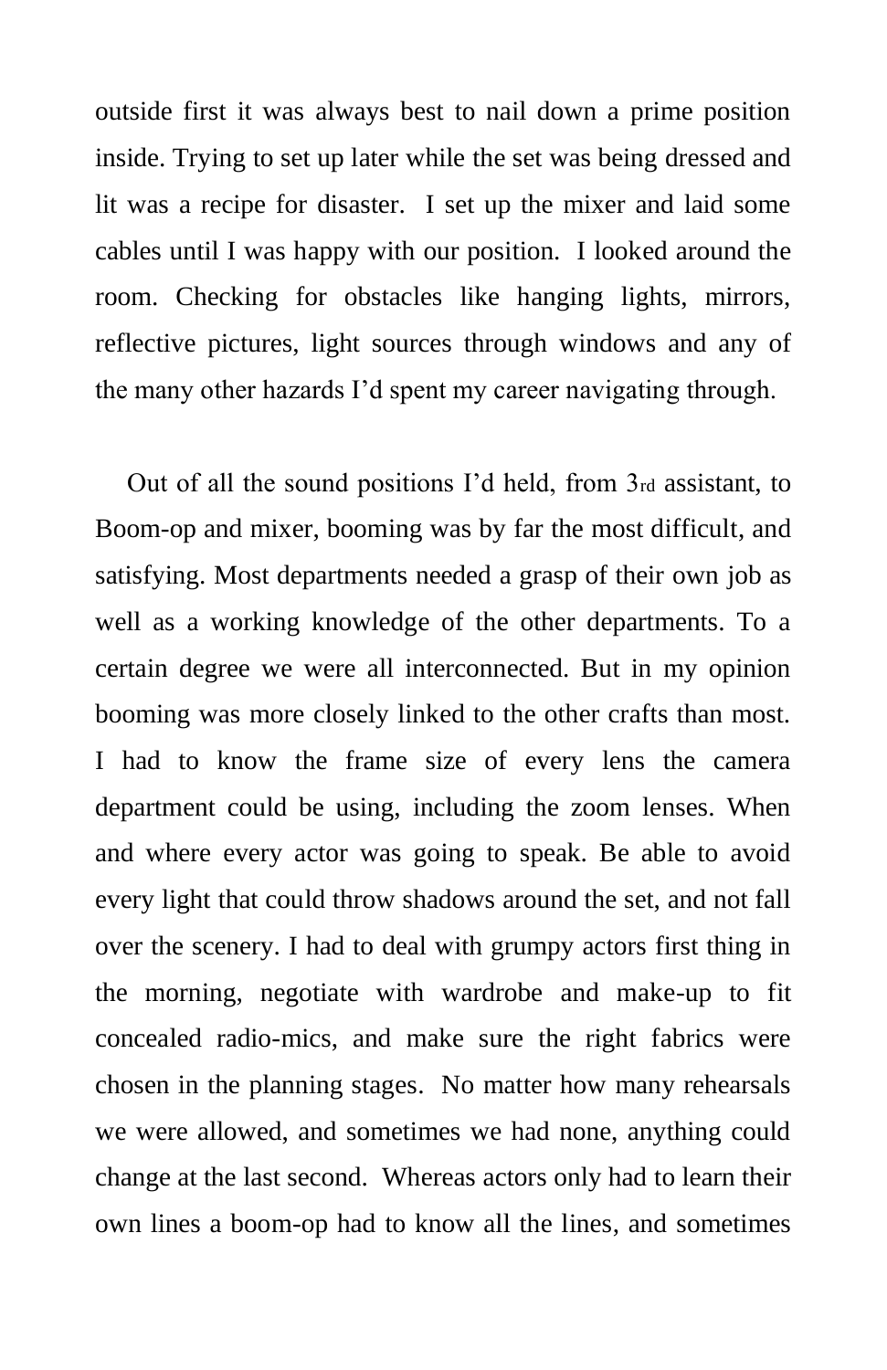outside first it was always best to nail down a prime position inside. Trying to set up later while the set was being dressed and lit was a recipe for disaster.  I set up the mixer and laid some cables until I was happy with our position.  I looked around the room. Checking for obstacles like hanging lights, mirrors, reflective pictures, light sources through windows and any of the many other hazards I'd spent my career navigating through.

Out of all the sound positions I'd held, from 3rd assistant, to Boom-op and mixer, booming was by far the most difficult, and satisfying. Most departments needed a grasp of their own job as well as a working knowledge of the other departments. To a certain degree we were all interconnected. But in my opinion booming was more closely linked to the other crafts than most. I had to know the frame size of every lens the camera department could be using, including the zoom lenses. When and where every actor was going to speak. Be able to avoid every light that could throw shadows around the set, and not fall over the scenery. I had to deal with grumpy actors first thing in the morning, negotiate with wardrobe and make-up to fit concealed radio-mics, and make sure the right fabrics were chosen in the planning stages.  No matter how many rehearsals we were allowed, and sometimes we had none, anything could change at the last second.  Whereas actors only had to learn their own lines a boom-op had to know all the lines, and sometimes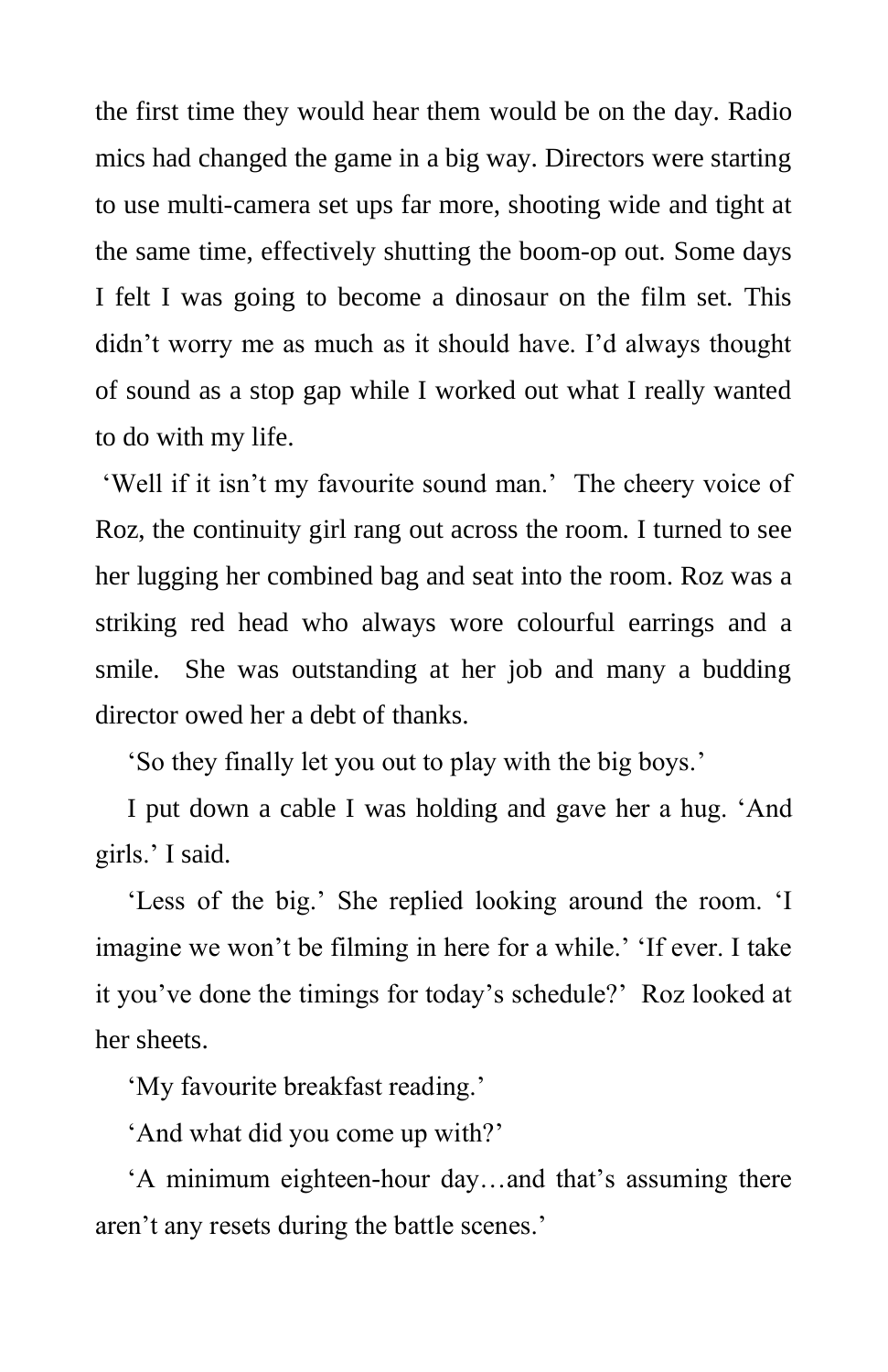the first time they would hear them would be on the day. Radio mics had changed the game in a big way. Directors were starting to use multi-camera set ups far more, shooting wide and tight at the same time, effectively shutting the boom-op out. Some days I felt I was going to become a dinosaur on the film set. This didn't worry me as much as it should have. I'd always thought of sound as a stop gap while I worked out what I really wanted to do with my life.

'Well if it isn't my favourite sound man.' The cheery voice of Roz, the continuity girl rang out across the room. I turned to see her lugging her combined bag and seat into the room. Roz was a striking red head who always wore colourful earrings and a smile. She was outstanding at her job and many a budding director owed her a debt of thanks.

'So they finally let you out to play with the big boys.'

I put down a cable I was holding and gave her a hug. 'And girls.' I said.

'Less of the big.' She replied looking around the room. 'I imagine we won't be filming in here for a while.' 'If ever. I take it you've done the timings for today's schedule?' Roz looked at her sheets.

'My favourite breakfast reading.'

'And what did you come up with?'

'A minimum eighteen-hour day…and that's assuming there aren't any resets during the battle scenes.'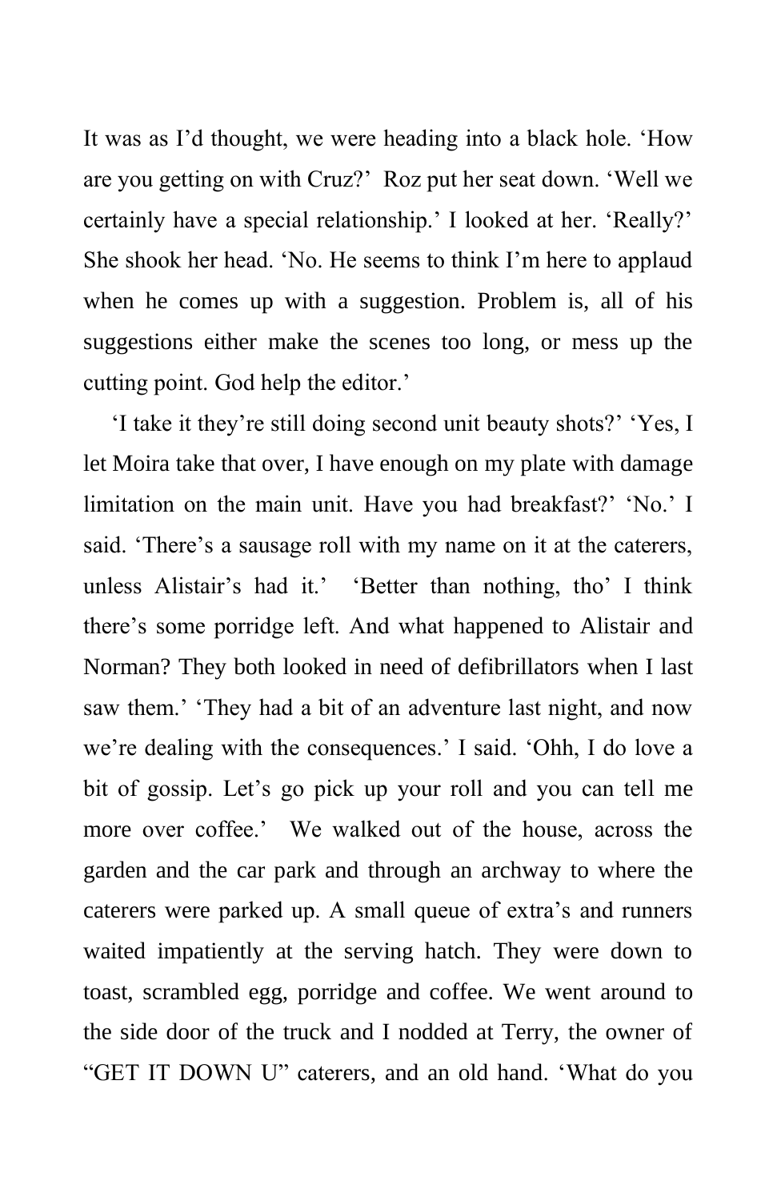It was as I'd thought, we were heading into a black hole. 'How are you getting on with Cruz?'  Roz put her seat down. 'Well we certainly have a special relationship.' I looked at her. 'Really?' She shook her head. 'No. He seems to think I'm here to applaud when he comes up with a suggestion. Problem is, all of his suggestions either make the scenes too long, or mess up the cutting point. God help the editor.'

'I take it they're still doing second unit beauty shots?' 'Yes, I let Moira take that over, I have enough on my plate with damage limitation on the main unit. Have you had breakfast?' 'No.' I said. 'There's a sausage roll with my name on it at the caterers, unless Alistair's had it.'  'Better than nothing, tho' I think there's some porridge left. And what happened to Alistair and Norman? They both looked in need of defibrillators when I last saw them.' 'They had a bit of an adventure last night, and now we're dealing with the consequences.' I said. 'Ohh, I do love a bit of gossip. Let's go pick up your roll and you can tell me more over coffee.'  We walked out of the house, across the garden and the car park and through an archway to where the caterers were parked up. A small queue of extra's and runners waited impatiently at the serving hatch. They were down to toast, scrambled egg, porridge and coffee. We went around to the side door of the truck and I nodded at Terry, the owner of "GET IT DOWN U" caterers, and an old hand. 'What do you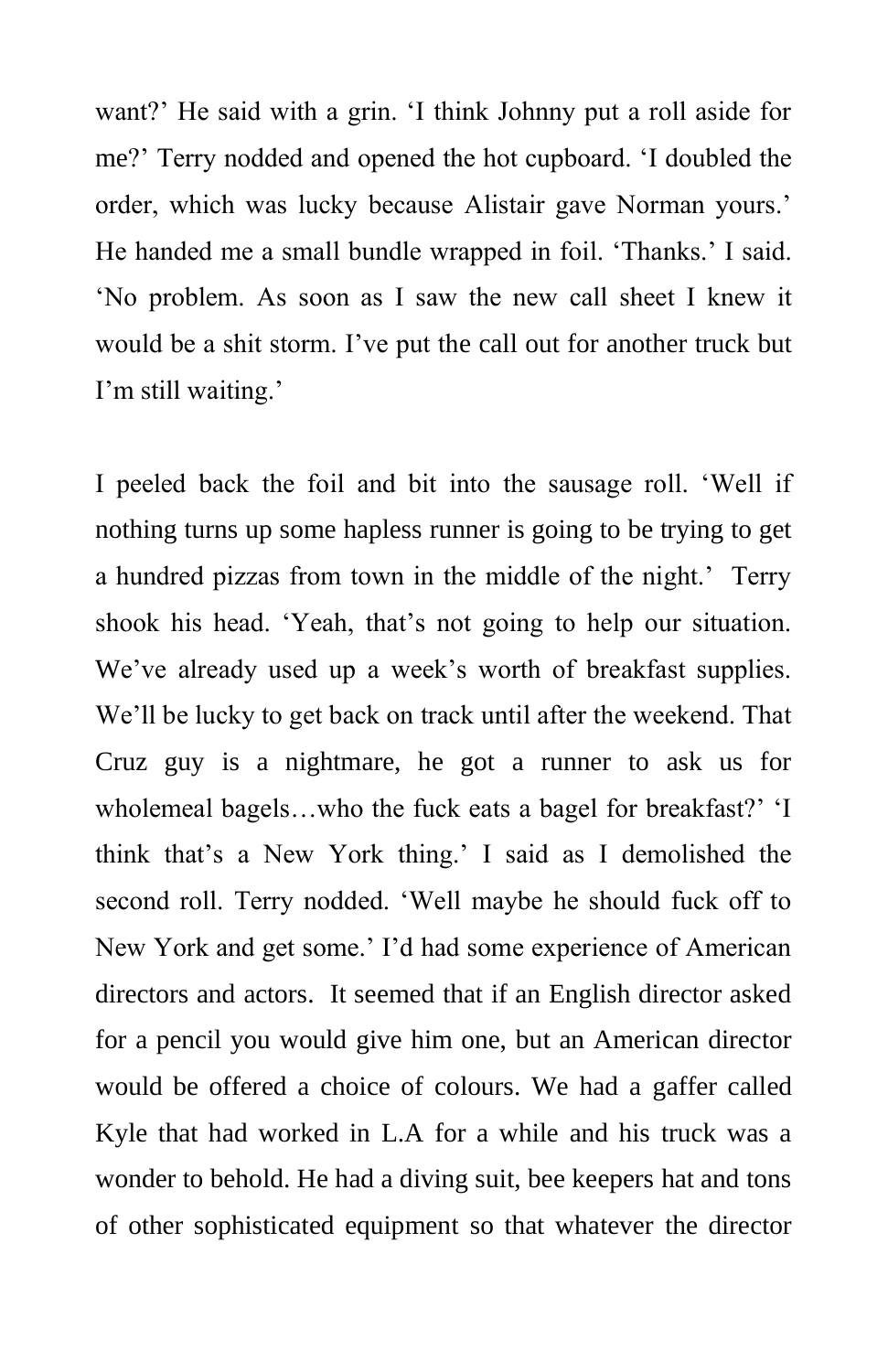want?' He said with a grin. 'I think Johnny put a roll aside for me?' Terry nodded and opened the hot cupboard. 'I doubled the order, which was lucky because Alistair gave Norman yours.' He handed me a small bundle wrapped in foil. 'Thanks.' I said. 'No problem. As soon as I saw the new call sheet I knew it would be a shit storm. I've put the call out for another truck but I'm still waiting.'

I peeled back the foil and bit into the sausage roll. 'Well if nothing turns up some hapless runner is going to be trying to get a hundred pizzas from town in the middle of the night.' Terry shook his head. 'Yeah, that's not going to help our situation. We've already used up a week's worth of breakfast supplies. We'll be lucky to get back on track until after the weekend. That Cruz guy is a nightmare, he got a runner to ask us for wholemeal bagels…who the fuck eats a bagel for breakfast?' 'I think that's a New York thing.' I said as I demolished the second roll. Terry nodded. 'Well maybe he should fuck off to New York and get some.' I'd had some experience of American directors and actors. It seemed that if an English director asked for a pencil you would give him one, but an American director would be offered a choice of colours. We had a gaffer called Kyle that had worked in L.A for a while and his truck was a wonder to behold. He had a diving suit, bee keepers hat and tons of other sophisticated equipment so that whatever the director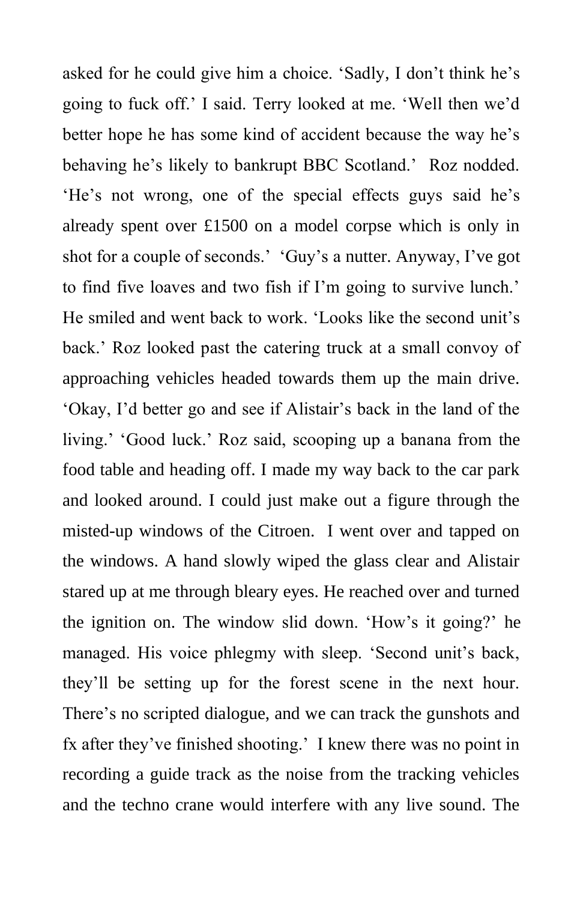asked for he could give him a choice. 'Sadly, I don't think he's going to fuck off.' I said. Terry looked at me. 'Well then we'd better hope he has some kind of accident because the way he's behaving he's likely to bankrupt BBC Scotland.' Roz nodded. 'He's not wrong, one of the special effects guys said he's already spent over £1500 on a model corpse which is only in shot for a couple of seconds.' 'Guy's a nutter. Anyway, I've got to find five loaves and two fish if I'm going to survive lunch.' He smiled and went back to work. 'Looks like the second unit's back.' Roz looked past the catering truck at a small convoy of approaching vehicles headed towards them up the main drive. 'Okay, I'd better go and see if Alistair's back in the land of the living.' 'Good luck.' Roz said, scooping up a banana from the food table and heading off. I made my way back to the car park and looked around. I could just make out a figure through the misted-up windows of the Citroen. I went over and tapped on the windows. A hand slowly wiped the glass clear and Alistair stared up at me through bleary eyes. He reached over and turned the ignition on. The window slid down. 'How's it going?' he managed. His voice phlegmy with sleep. 'Second unit's back, they'll be setting up for the forest scene in the next hour. There's no scripted dialogue, and we can track the gunshots and fx after they've finished shooting.' I knew there was no point in recording a guide track as the noise from the tracking vehicles and the techno crane would interfere with any live sound. The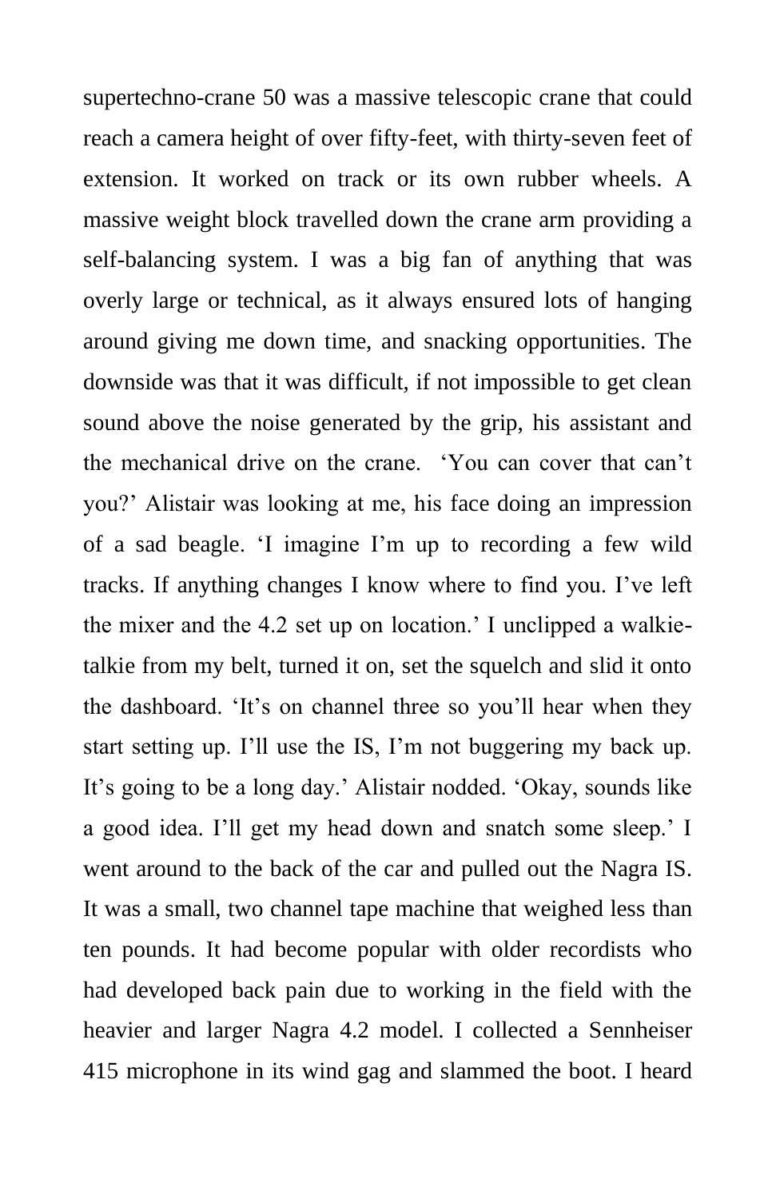supertechno-crane 50 was a massive telescopic crane that could reach a camera height of over fifty-feet, with thirty-seven feet of extension. It worked on track or its own rubber wheels. A massive weight block travelled down the crane arm providing a self-balancing system. I was a big fan of anything that was overly large or technical, as it always ensured lots of hanging around giving me down time, and snacking opportunities. The downside was that it was difficult, if not impossible to get clean sound above the noise generated by the grip, his assistant and the mechanical drive on the crane. 'You can cover that can't you?' Alistair was looking at me, his face doing an impression of a sad beagle. 'I imagine I'm up to recording a few wild tracks. If anything changes I know where to find you. I've left the mixer and the 4.2 set up on location.' I unclipped a walkie-talkie from my belt, turned it on, set the squelch and slid it onto the dashboard. 'It's on channel three so you'll hear when they start setting up. I'll use the IS, I'm not buggering my back up. It's going to be a long day.' Alistair nodded. 'Okay, sounds like a good idea. I'll get my head down and snatch some sleep.' I went around to the back of the car and pulled out the Nagra IS. It was a small, two channel tape machine that weighed less than ten pounds. It had become popular with older recordists who had developed back pain due to working in the field with the heavier and larger Nagra 4.2 model. I collected a Sennheiser 415 microphone in its wind gag and slammed the boot. I heard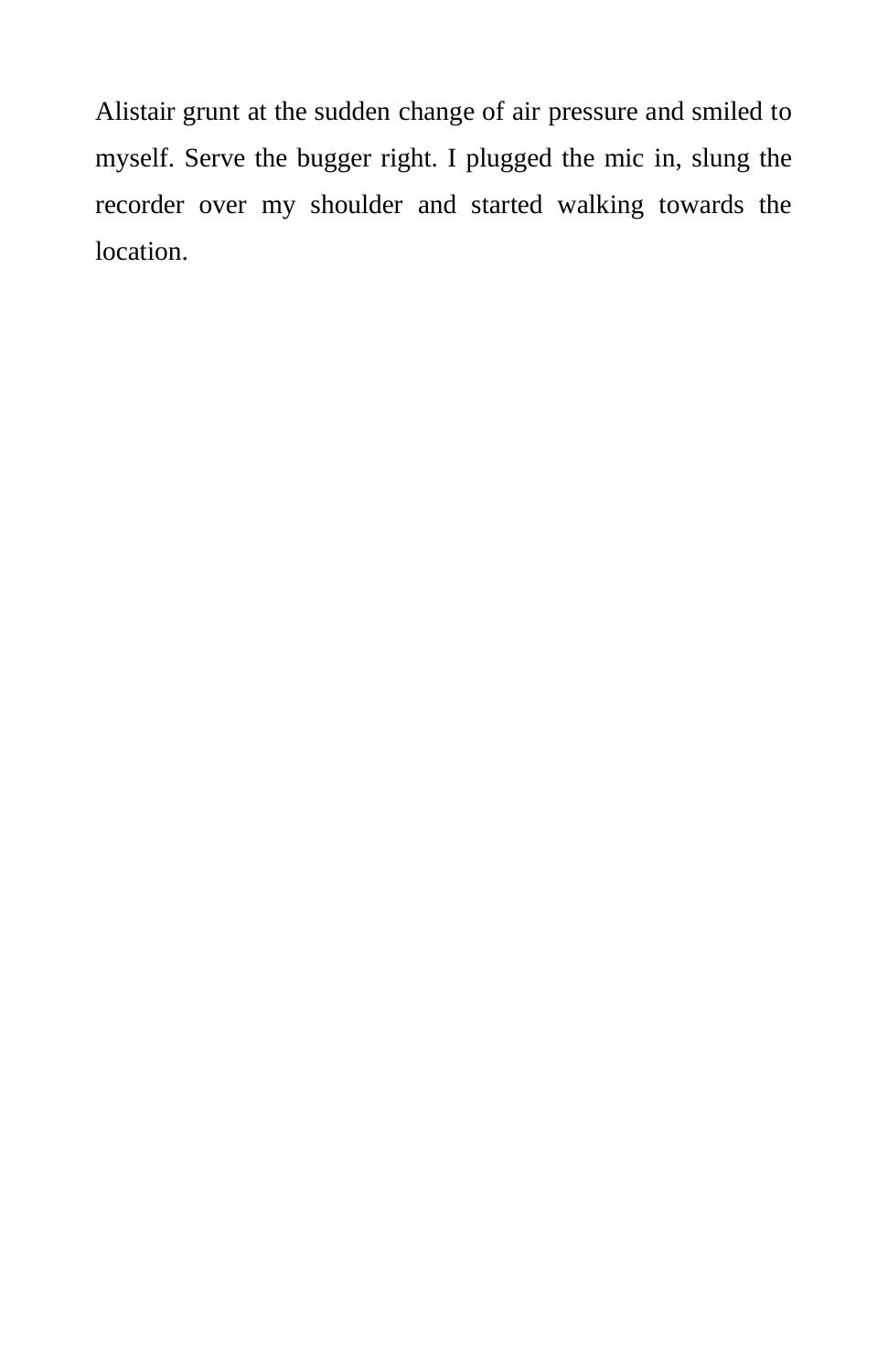Alistair grunt at the sudden change of air pressure and smiled to myself. Serve the bugger right. I plugged the mic in, slung the recorder over my shoulder and started walking towards the location.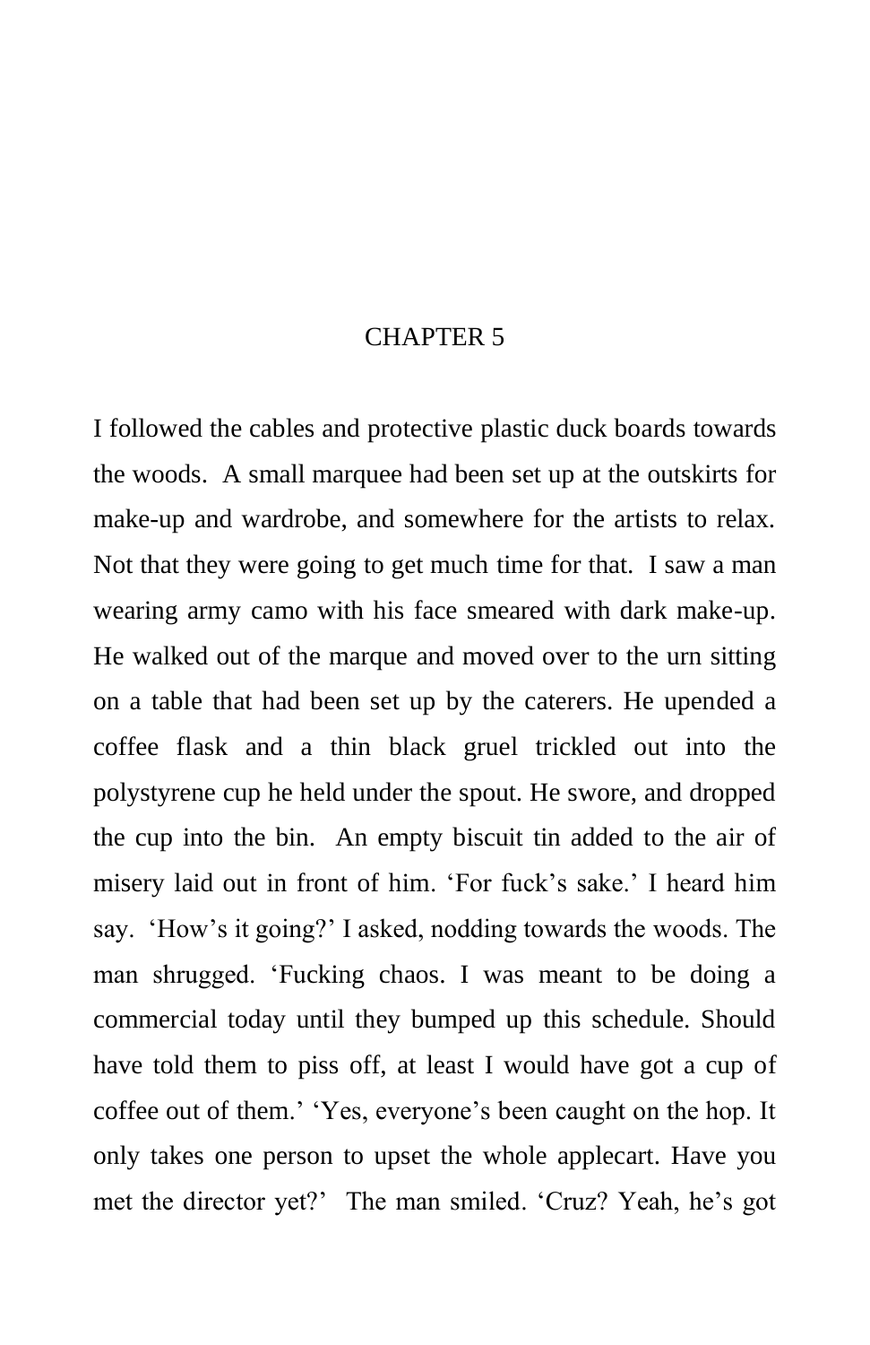# CHAPTER 5

I followed the cables and protective plastic duck boards towards the woods. A small marquee had been set up at the outskirts for make-up and wardrobe, and somewhere for the artists to relax. Not that they were going to get much time for that. I saw a man wearing army camo with his face smeared with dark make-up. He walked out of the marque and moved over to the urn sitting on a table that had been set up by the caterers. He upended a coffee flask and a thin black gruel trickled out into the polystyrene cup he held under the spout. He swore, and dropped the cup into the bin. An empty biscuit tin added to the air of misery laid out in front of him. 'For fuck's sake.' I heard him say. 'How's it going?' I asked, nodding towards the woods. The man shrugged. 'Fucking chaos. I was meant to be doing a commercial today until they bumped up this schedule. Should have told them to piss off, at least I would have got a cup of coffee out of them.' 'Yes, everyone's been caught on the hop. It only takes one person to upset the whole applecart. Have you met the director yet?' The man smiled. 'Cruz? Yeah, he's got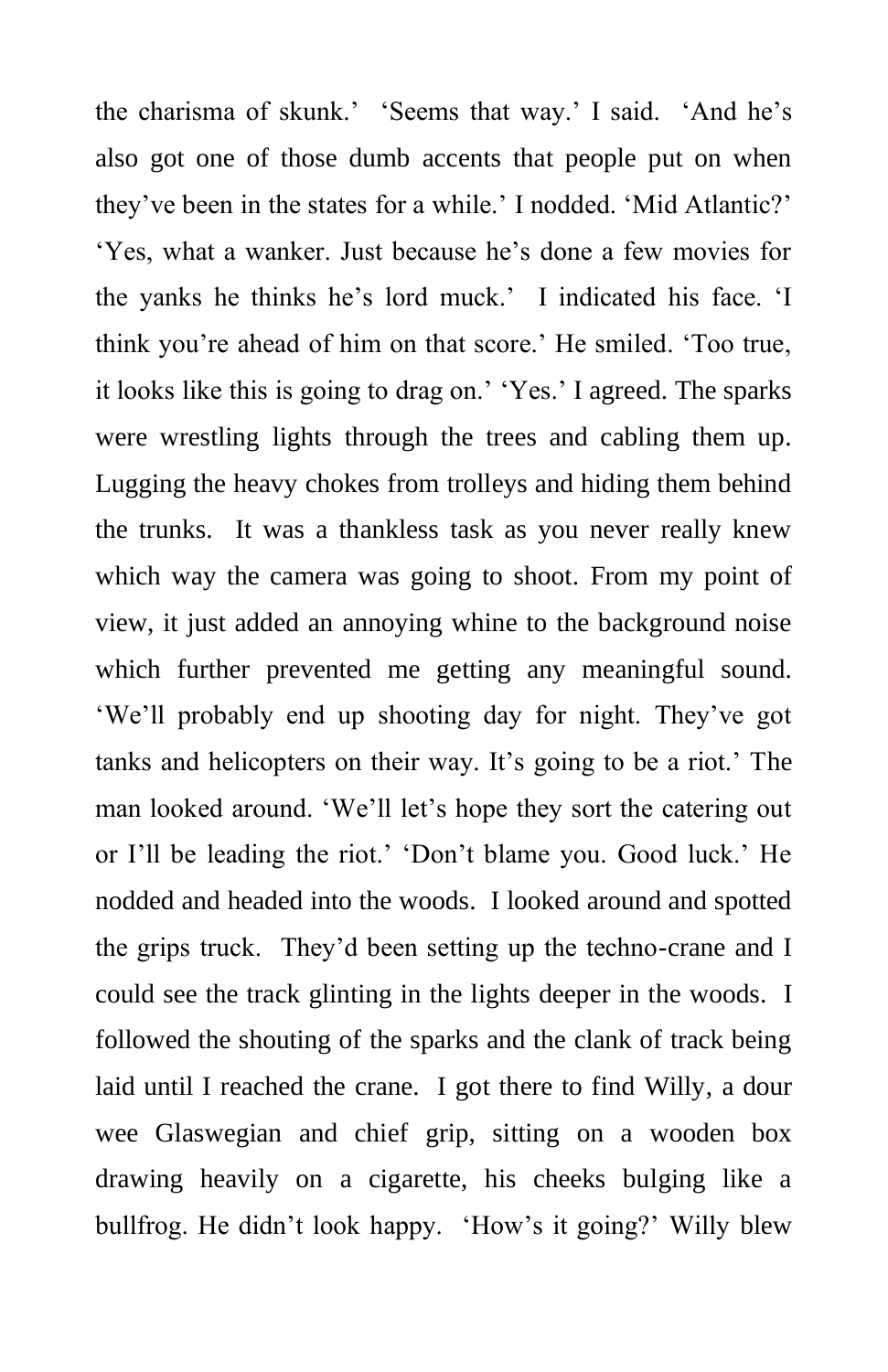the charisma of skunk.’ ‘Seems that way.’ I said. ‘And he’s also got one of those dumb accents that people put on when they’ve been in the states for a while.’ I nodded. ‘Mid Atlantic?’ ‘Yes, what a wanker. Just because he’s done a few movies for the yanks he thinks he’s lord muck.’ I indicated his face. ‘I think you’re ahead of him on that score.’ He smiled. ‘Too true, it looks like this is going to drag on.’ ‘Yes.’ I agreed. The sparks were wrestling lights through the trees and cabling them up. Lugging the heavy chokes from trolleys and hiding them behind the trunks. It was a thankless task as you never really knew which way the camera was going to shoot. From my point of view, it just added an annoying whine to the background noise which further prevented me getting any meaningful sound. ‘We’ll probably end up shooting day for night. They’ve got tanks and helicopters on their way. It’s going to be a riot.’ The man looked around. ‘We’ll let’s hope they sort the catering out or I’ll be leading the riot.’ ‘Don’t blame you. Good luck.’ He nodded and headed into the woods. I looked around and spotted the grips truck. They’d been setting up the techno-crane and I could see the track glinting in the lights deeper in the woods. I followed the shouting of the sparks and the clank of track being laid until I reached the crane. I got there to find Willy, a dour wee Glaswegian and chief grip, sitting on a wooden box drawing heavily on a cigarette, his cheeks bulging like a bullfrog. He didn’t look happy. ‘How’s it going?’ Willy blew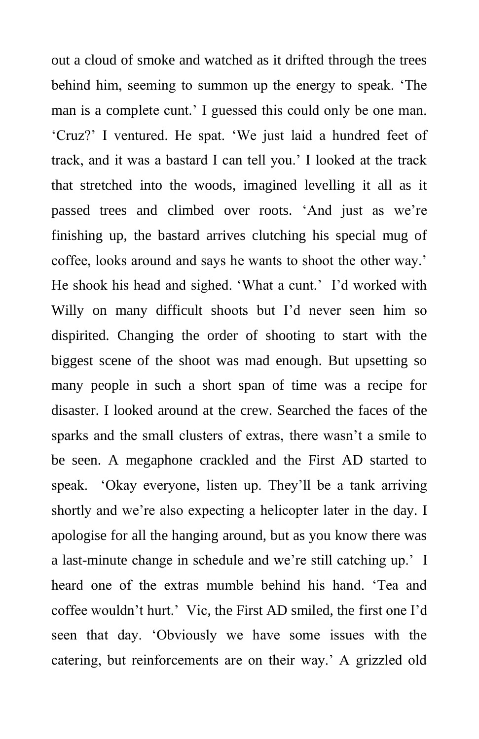out a cloud of smoke and watched as it drifted through the trees behind him, seeming to summon up the energy to speak. 'The man is a complete cunt.' I guessed this could only be one man. 'Cruz?' I ventured. He spat. 'We just laid a hundred feet of track, and it was a bastard I can tell you.' I looked at the track that stretched into the woods, imagined levelling it all as it passed trees and climbed over roots. 'And just as we're finishing up, the bastard arrives clutching his special mug of coffee, looks around and says he wants to shoot the other way.' He shook his head and sighed. 'What a cunt.' I'd worked with Willy on many difficult shoots but I'd never seen him so dispirited. Changing the order of shooting to start with the biggest scene of the shoot was mad enough. But upsetting so many people in such a short span of time was a recipe for disaster. I looked around at the crew. Searched the faces of the sparks and the small clusters of extras, there wasn't a smile to be seen. A megaphone crackled and the First AD started to speak. 'Okay everyone, listen up. They'll be a tank arriving shortly and we're also expecting a helicopter later in the day. I apologise for all the hanging around, but as you know there was a last-minute change in schedule and we're still catching up.' I heard one of the extras mumble behind his hand. 'Tea and coffee wouldn't hurt.' Vic, the First AD smiled, the first one I'd seen that day. 'Obviously we have some issues with the catering, but reinforcements are on their way.' A grizzled old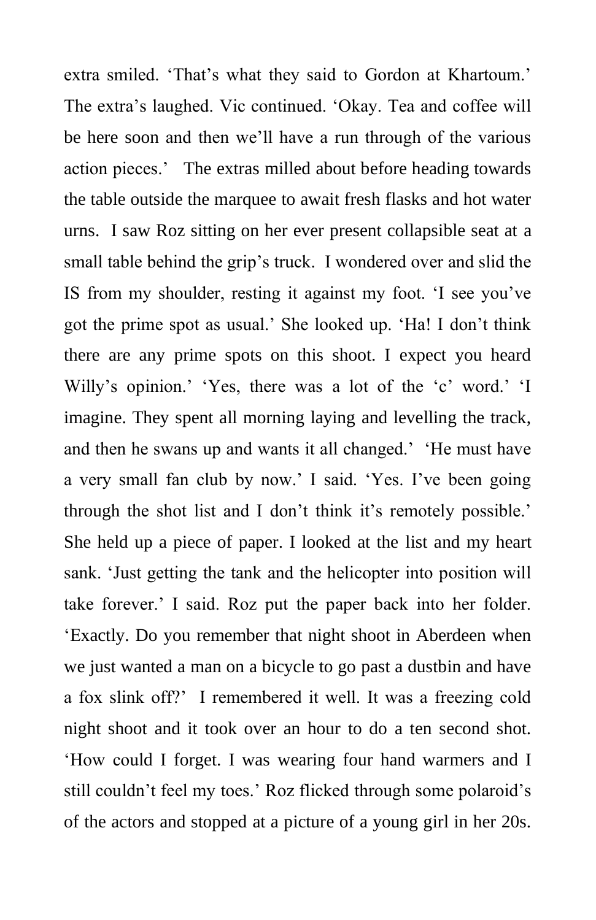extra smiled. 'That's what they said to Gordon at Khartoum.' The extra's laughed. Vic continued. 'Okay. Tea and coffee will be here soon and then we'll have a run through of the various action pieces.' The extras milled about before heading towards the table outside the marquee to await fresh flasks and hot water urns. I saw Roz sitting on her ever present collapsible seat at a small table behind the grip's truck. I wondered over and slid the IS from my shoulder, resting it against my foot. 'I see you've got the prime spot as usual.' She looked up. 'Ha! I don't think there are any prime spots on this shoot. I expect you heard Willy's opinion.' 'Yes, there was a lot of the 'c' word.' 'I imagine. They spent all morning laying and levelling the track, and then he swans up and wants it all changed.' 'He must have a very small fan club by now.' I said. 'Yes. I've been going through the shot list and I don't think it's remotely possible.' She held up a piece of paper. I looked at the list and my heart sank. 'Just getting the tank and the helicopter into position will take forever.' I said. Roz put the paper back into her folder. 'Exactly. Do you remember that night shoot in Aberdeen when we just wanted a man on a bicycle to go past a dustbin and have a fox slink off?' I remembered it well. It was a freezing cold night shoot and it took over an hour to do a ten second shot. 'How could I forget. I was wearing four hand warmers and I still couldn't feel my toes.' Roz flicked through some polaroid's of the actors and stopped at a picture of a young girl in her 20s.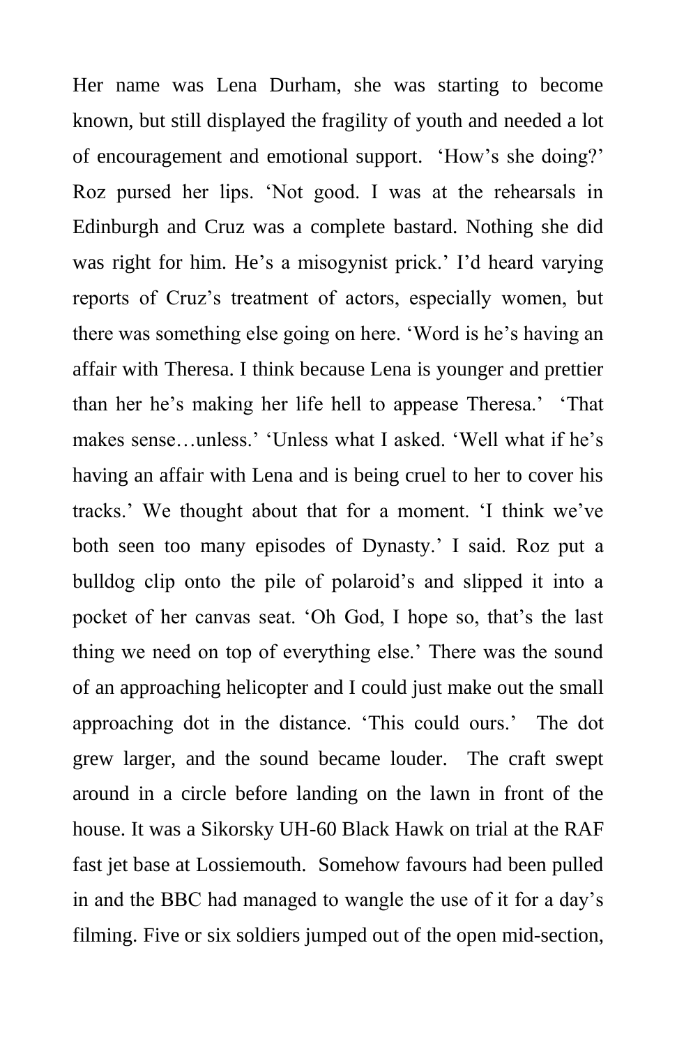Her name was Lena Durham, she was starting to become known, but still displayed the fragility of youth and needed a lot of encouragement and emotional support. ‘How’s she doing?’ Roz pursed her lips. ‘Not good. I was at the rehearsals in Edinburgh and Cruz was a complete bastard. Nothing she did was right for him. He’s a misogynist prick.’ I’d heard varying reports of Cruz’s treatment of actors, especially women, but there was something else going on here. ‘Word is he’s having an affair with Theresa. I think because Lena is younger and prettier than her he’s making her life hell to appease Theresa.’ ‘That makes sense…unless.’ ‘Unless what I asked. ‘Well what if he’s having an affair with Lena and is being cruel to her to cover his tracks.’ We thought about that for a moment. ‘I think we’ve both seen too many episodes of Dynasty.’ I said. Roz put a bulldog clip onto the pile of polaroid’s and slipped it into a pocket of her canvas seat. ‘Oh God, I hope so, that’s the last thing we need on top of everything else.’ There was the sound of an approaching helicopter and I could just make out the small approaching dot in the distance. ‘This could ours.’ The dot grew larger, and the sound became louder. The craft swept around in a circle before landing on the lawn in front of the house. It was a Sikorsky UH-60 Black Hawk on trial at the RAF fast jet base at Lossiemouth. Somehow favours had been pulled in and the BBC had managed to wangle the use of it for a day’s filming. Five or six soldiers jumped out of the open mid-section,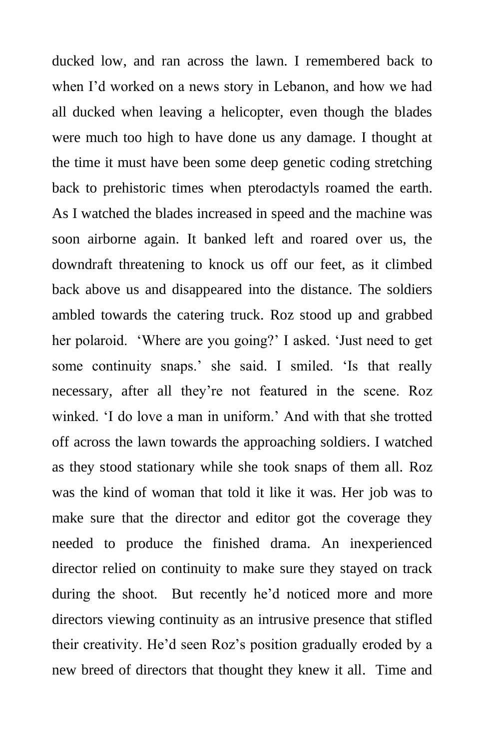ducked low, and ran across the lawn. I remembered back to when I'd worked on a news story in Lebanon, and how we had all ducked when leaving a helicopter, even though the blades were much too high to have done us any damage. I thought at the time it must have been some deep genetic coding stretching back to prehistoric times when pterodactyls roamed the earth. As I watched the blades increased in speed and the machine was soon airborne again. It banked left and roared over us, the downdraft threatening to knock us off our feet, as it climbed back above us and disappeared into the distance. The soldiers ambled towards the catering truck. Roz stood up and grabbed her polaroid.  'Where are you going?' I asked. 'Just need to get some continuity snaps.' she said. I smiled. 'Is that really necessary, after all they're not featured in the scene. Roz winked. 'I do love a man in uniform.' And with that she trotted off across the lawn towards the approaching soldiers. I watched as they stood stationary while she took snaps of them all. Roz was the kind of woman that told it like it was. Her job was to make sure that the director and editor got the coverage they needed to produce the finished drama. An inexperienced director relied on continuity to make sure they stayed on track during the shoot.  But recently he'd noticed more and more directors viewing continuity as an intrusive presence that stifled their creativity. He'd seen Roz's position gradually eroded by a new breed of directors that thought they knew it all.  Time and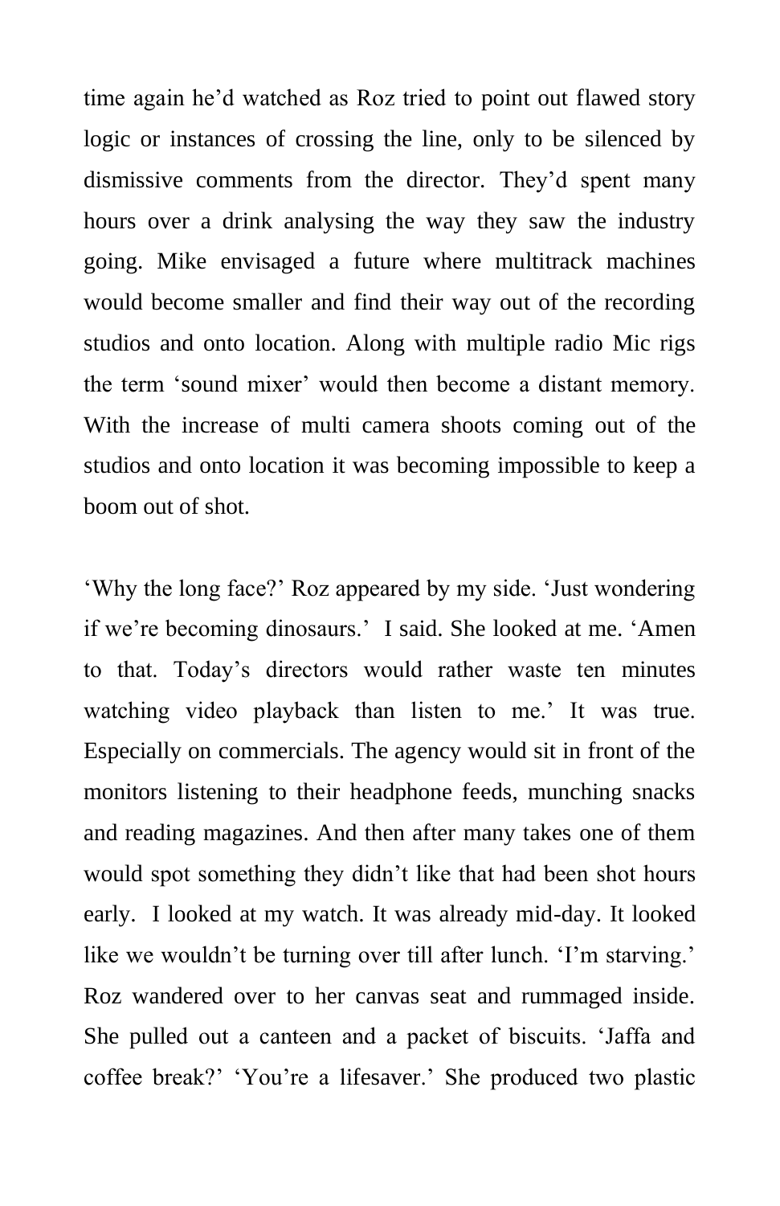time again he'd watched as Roz tried to point out flawed story logic or instances of crossing the line, only to be silenced by dismissive comments from the director. They'd spent many hours over a drink analysing the way they saw the industry going. Mike envisaged a future where multitrack machines would become smaller and find their way out of the recording studios and onto location. Along with multiple radio Mic rigs the term 'sound mixer' would then become a distant memory. With the increase of multi camera shoots coming out of the studios and onto location it was becoming impossible to keep a boom out of shot.

'Why the long face?' Roz appeared by my side. 'Just wondering if we're becoming dinosaurs.' I said. She looked at me. 'Amen to that. Today's directors would rather waste ten minutes watching video playback than listen to me.' It was true. Especially on commercials. The agency would sit in front of the monitors listening to their headphone feeds, munching snacks and reading magazines. And then after many takes one of them would spot something they didn't like that had been shot hours early. I looked at my watch. It was already mid-day. It looked like we wouldn't be turning over till after lunch. 'I'm starving.' Roz wandered over to her canvas seat and rummaged inside. She pulled out a canteen and a packet of biscuits. 'Jaffa and coffee break?' 'You're a lifesaver.' She produced two plastic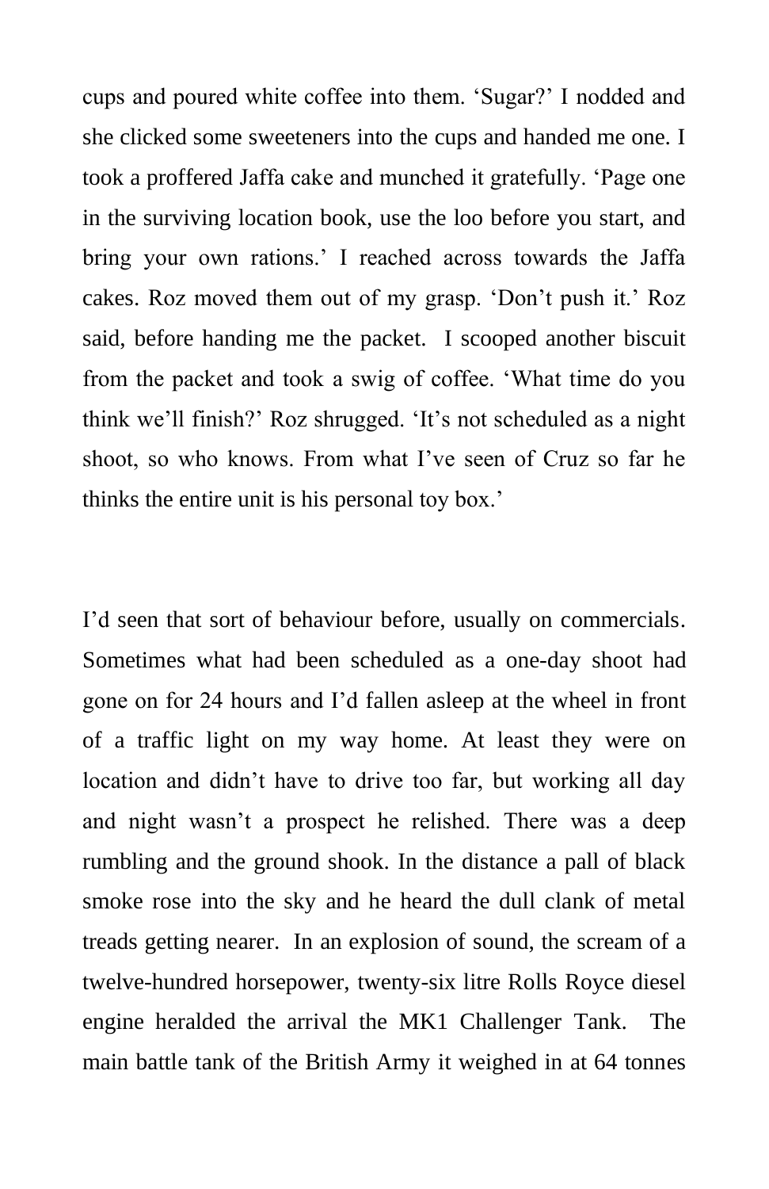cups and poured white coffee into them. 'Sugar?' I nodded and she clicked some sweeteners into the cups and handed me one. I took a proffered Jaffa cake and munched it gratefully. 'Page one in the surviving location book, use the loo before you start, and bring your own rations.' I reached across towards the Jaffa cakes. Roz moved them out of my grasp. 'Don't push it.' Roz said, before handing me the packet.  I scooped another biscuit from the packet and took a swig of coffee. 'What time do you think we'll finish?' Roz shrugged. 'It's not scheduled as a night shoot, so who knows. From what I've seen of Cruz so far he thinks the entire unit is his personal toy box.'

I'd seen that sort of behaviour before, usually on commercials. Sometimes what had been scheduled as a one-day shoot had gone on for 24 hours and I'd fallen asleep at the wheel in front of a traffic light on my way home. At least they were on location and didn't have to drive too far, but working all day and night wasn't a prospect he relished. There was a deep rumbling and the ground shook. In the distance a pall of black smoke rose into the sky and he heard the dull clank of metal treads getting nearer.  In an explosion of sound, the scream of a twelve-hundred horsepower, twenty-six litre Rolls Royce diesel engine heralded the arrival the MK1 Challenger Tank.  The main battle tank of the British Army it weighed in at 64 tonnes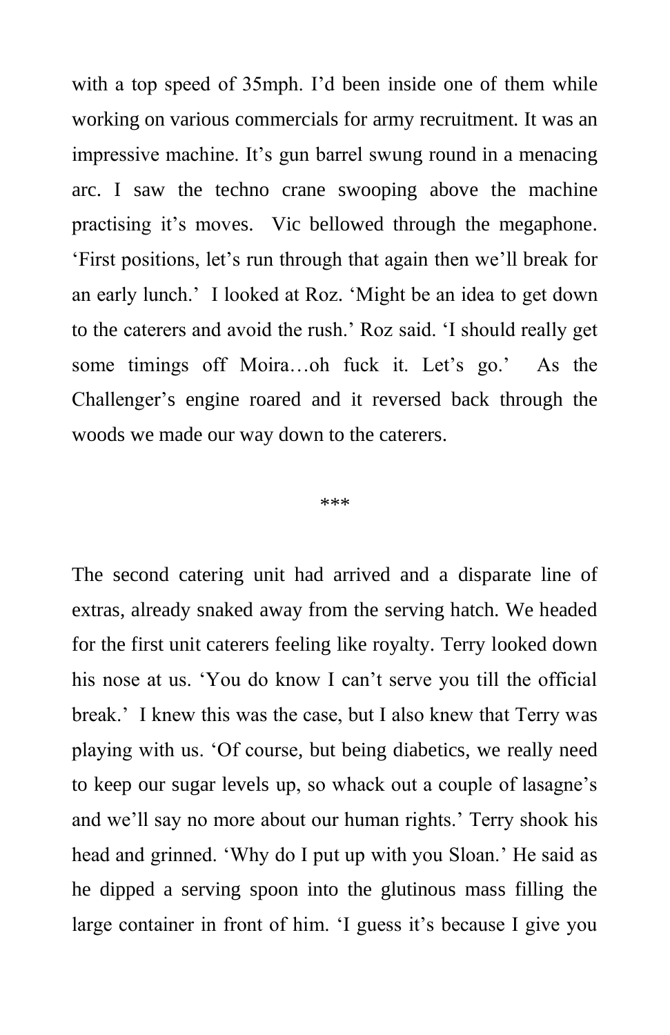with a top speed of 35mph. I'd been inside one of them while working on various commercials for army recruitment. It was an impressive machine. It's gun barrel swung round in a menacing arc. I saw the techno crane swooping above the machine practising it's moves. Vic bellowed through the megaphone. 'First positions, let's run through that again then we'll break for an early lunch.' I looked at Roz. 'Might be an idea to get down to the caterers and avoid the rush.' Roz said. 'I should really get some timings off Moira…oh fuck it. Let's go.' As the Challenger's engine roared and it reversed back through the woods we made our way down to the caterers.

***

The second catering unit had arrived and a disparate line of extras, already snaked away from the serving hatch. We headed for the first unit caterers feeling like royalty. Terry looked down his nose at us. 'You do know I can't serve you till the official break.' I knew this was the case, but I also knew that Terry was playing with us. 'Of course, but being diabetics, we really need to keep our sugar levels up, so whack out a couple of lasagne's and we'll say no more about our human rights.' Terry shook his head and grinned. 'Why do I put up with you Sloan.' He said as he dipped a serving spoon into the glutinous mass filling the large container in front of him. 'I guess it's because I give you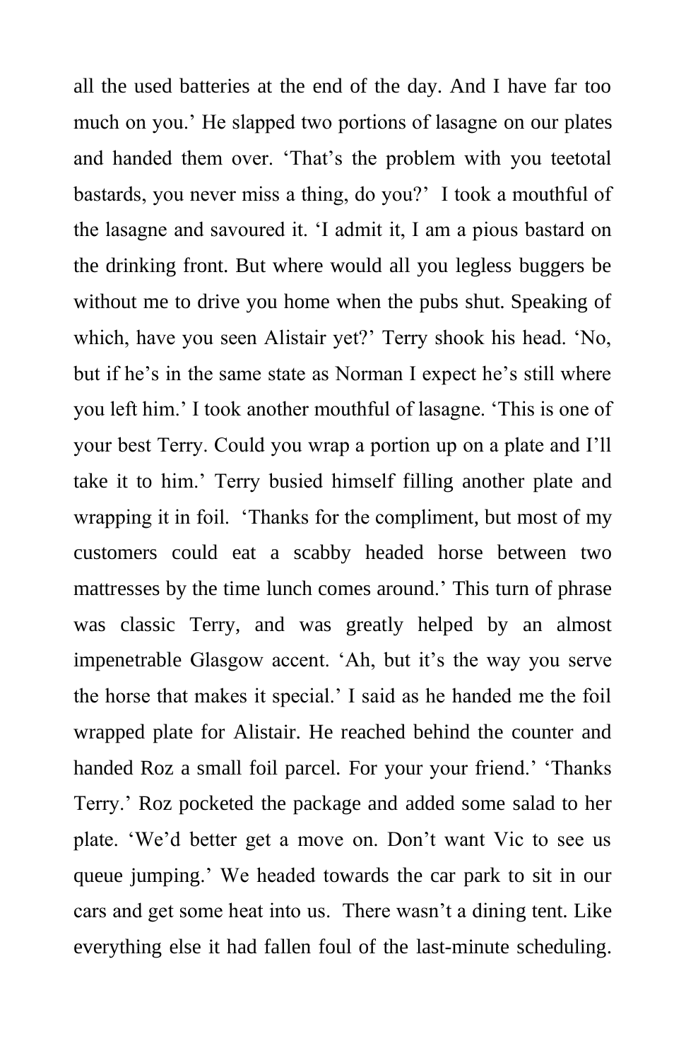all the used batteries at the end of the day. And I have far too much on you.' He slapped two portions of lasagne on our plates and handed them over. 'That's the problem with you teetotal bastards, you never miss a thing, do you?'  I took a mouthful of the lasagne and savoured it. 'I admit it, I am a pious bastard on the drinking front. But where would all you legless buggers be without me to drive you home when the pubs shut. Speaking of which, have you seen Alistair yet?' Terry shook his head. 'No, but if he's in the same state as Norman I expect he's still where you left him.' I took another mouthful of lasagne. 'This is one of your best Terry. Could you wrap a portion up on a plate and I'll take it to him.' Terry busied himself filling another plate and wrapping it in foil.  'Thanks for the compliment, but most of my customers could eat a scabby headed horse between two mattresses by the time lunch comes around.' This turn of phrase was classic Terry, and was greatly helped by an almost impenetrable Glasgow accent. 'Ah, but it's the way you serve the horse that makes it special.' I said as he handed me the foil wrapped plate for Alistair. He reached behind the counter and handed Roz a small foil parcel. For your your friend.' 'Thanks Terry.' Roz pocketed the package and added some salad to her plate. 'We'd better get a move on. Don't want Vic to see us queue jumping.' We headed towards the car park to sit in our cars and get some heat into us.  There wasn't a dining tent. Like everything else it had fallen foul of the last-minute scheduling.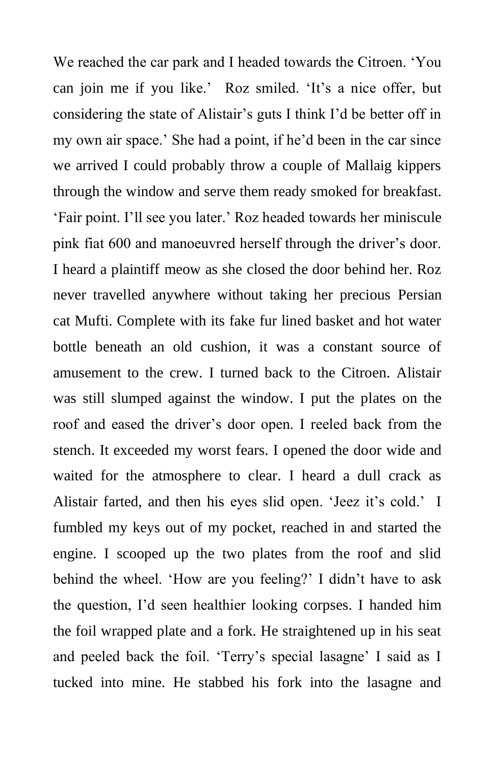We reached the car park and I headed towards the Citroen. ‘You can join me if you like.’ Roz smiled. ‘It’s a nice offer, but considering the state of Alistair’s guts I think I’d be better off in my own air space.’ She had a point, if he’d been in the car since we arrived I could probably throw a couple of Mallaig kippers through the window and serve them ready smoked for breakfast. ‘Fair point. I’ll see you later.’ Roz headed towards her miniscule pink fiat 600 and manoeuvred herself through the driver’s door. I heard a plaintiff meow as she closed the door behind her. Roz never travelled anywhere without taking her precious Persian cat Mufti. Complete with its fake fur lined basket and hot water bottle beneath an old cushion, it was a constant source of amusement to the crew. I turned back to the Citroen. Alistair was still slumped against the window. I put the plates on the roof and eased the driver’s door open. I reeled back from the stench. It exceeded my worst fears. I opened the door wide and waited for the atmosphere to clear. I heard a dull crack as Alistair farted, and then his eyes slid open. ‘Jeez it’s cold.’ I fumbled my keys out of my pocket, reached in and started the engine. I scooped up the two plates from the roof and slid behind the wheel. ‘How are you feeling?’ I didn’t have to ask the question, I’d seen healthier looking corpses. I handed him the foil wrapped plate and a fork. He straightened up in his seat and peeled back the foil. ‘Terry’s special lasagne’ I said as I tucked into mine. He stabbed his fork into the lasagne and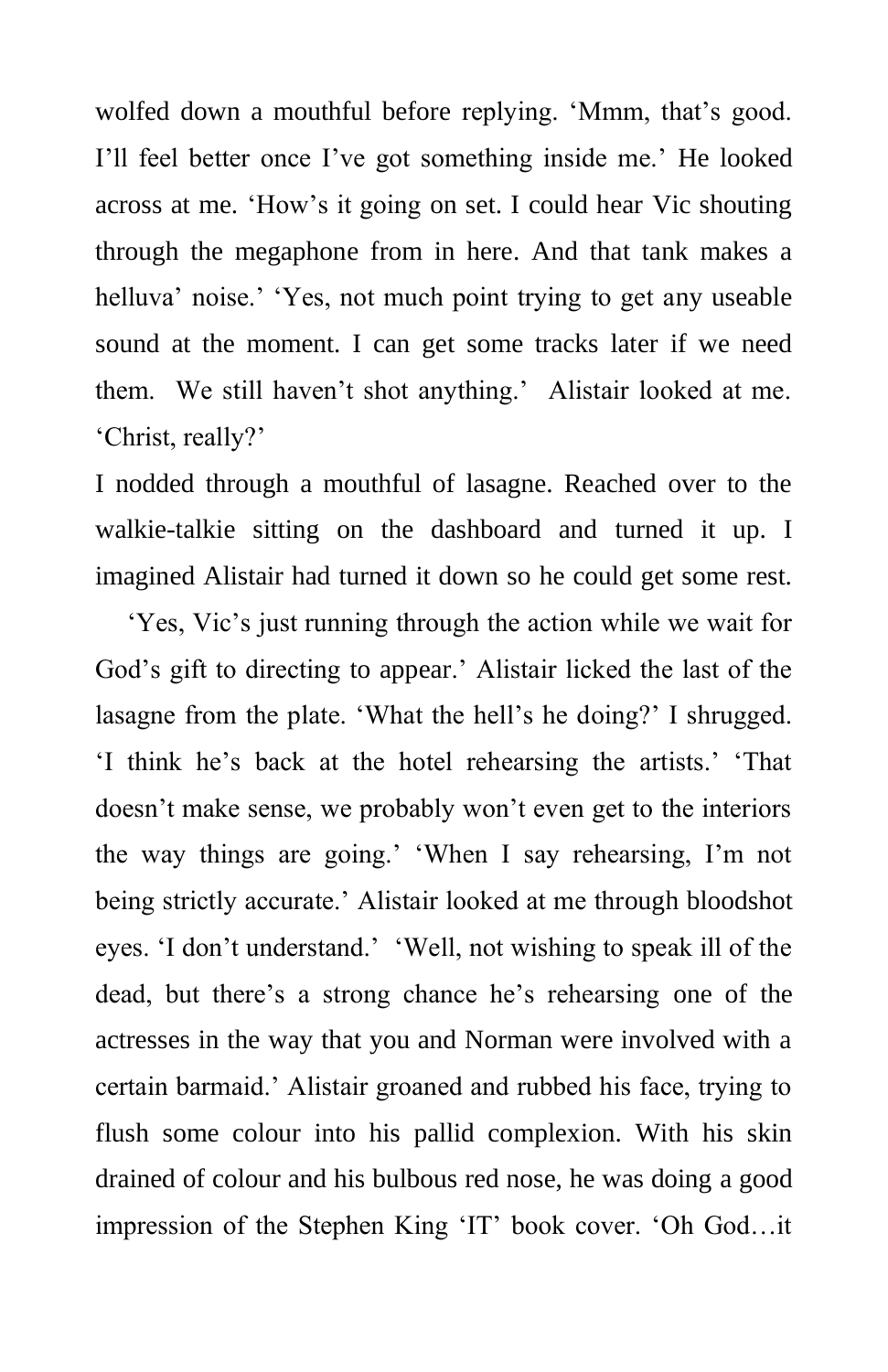wolfed down a mouthful before replying. 'Mmm, that's good. I'll feel better once I've got something inside me.' He looked across at me. 'How's it going on set. I could hear Vic shouting through the megaphone from in here. And that tank makes a helluva' noise.' 'Yes, not much point trying to get any useable sound at the moment. I can get some tracks later if we need them. We still haven't shot anything.' Alistair looked at me. 'Christ, really?'

I nodded through a mouthful of lasagne. Reached over to the walkie-talkie sitting on the dashboard and turned it up. I imagined Alistair had turned it down so he could get some rest.

'Yes, Vic's just running through the action while we wait for God's gift to directing to appear.' Alistair licked the last of the lasagne from the plate. 'What the hell's he doing?' I shrugged. 'I think he's back at the hotel rehearsing the artists.' 'That doesn't make sense, we probably won't even get to the interiors the way things are going.' 'When I say rehearsing, I'm not being strictly accurate.' Alistair looked at me through bloodshot eyes. 'I don't understand.' 'Well, not wishing to speak ill of the dead, but there's a strong chance he's rehearsing one of the actresses in the way that you and Norman were involved with a certain barmaid.' Alistair groaned and rubbed his face, trying to flush some colour into his pallid complexion. With his skin drained of colour and his bulbous red nose, he was doing a good impression of the Stephen King 'IT' book cover. 'Oh God…it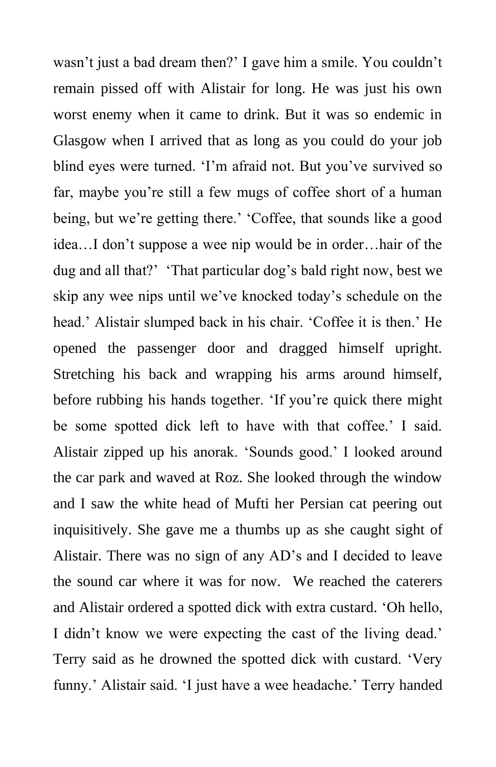wasn't just a bad dream then?' I gave him a smile. You couldn't remain pissed off with Alistair for long. He was just his own worst enemy when it came to drink. But it was so endemic in Glasgow when I arrived that as long as you could do your job blind eyes were turned. 'I'm afraid not. But you've survived so far, maybe you're still a few mugs of coffee short of a human being, but we're getting there.' 'Coffee, that sounds like a good idea…I don't suppose a wee nip would be in order…hair of the dug and all that?' 'That particular dog's bald right now, best we skip any wee nips until we've knocked today's schedule on the head.' Alistair slumped back in his chair. 'Coffee it is then.' He opened the passenger door and dragged himself upright. Stretching his back and wrapping his arms around himself, before rubbing his hands together. 'If you're quick there might be some spotted dick left to have with that coffee.' I said. Alistair zipped up his anorak. 'Sounds good.' I looked around the car park and waved at Roz. She looked through the window and I saw the white head of Mufti her Persian cat peering out inquisitively. She gave me a thumbs up as she caught sight of Alistair. There was no sign of any AD's and I decided to leave the sound car where it was for now. We reached the caterers and Alistair ordered a spotted dick with extra custard. 'Oh hello, I didn't know we were expecting the cast of the living dead.' Terry said as he drowned the spotted dick with custard. 'Very funny.' Alistair said. 'I just have a wee headache.' Terry handed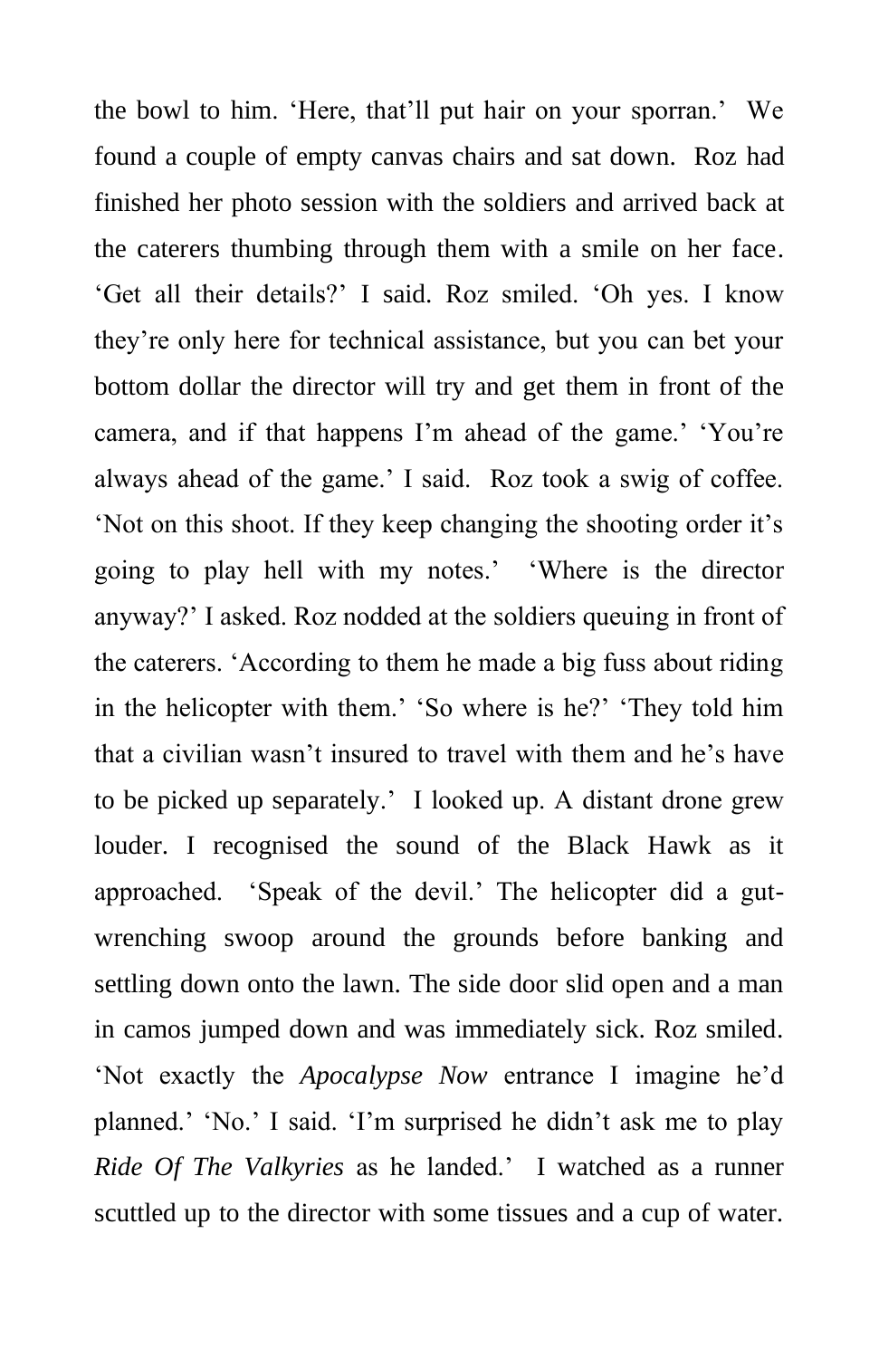the bowl to him. ‘Here, that’ll put hair on your sporran.’ We found a couple of empty canvas chairs and sat down. Roz had finished her photo session with the soldiers and arrived back at the caterers thumbing through them with a smile on her face. ‘Get all their details?’ I said. Roz smiled. ‘Oh yes. I know they’re only here for technical assistance, but you can bet your bottom dollar the director will try and get them in front of the camera, and if that happens I’m ahead of the game.’ ‘You’re always ahead of the game.’ I said. Roz took a swig of coffee. ‘Not on this shoot. If they keep changing the shooting order it’s going to play hell with my notes.’ ‘Where is the director anyway?’ I asked. Roz nodded at the soldiers queuing in front of the caterers. ‘According to them he made a big fuss about riding in the helicopter with them.’ ‘So where is he?’ ‘They told him that a civilian wasn’t insured to travel with them and he’s have to be picked up separately.’ I looked up. A distant drone grew louder. I recognised the sound of the Black Hawk as it approached. ‘Speak of the devil.’ The helicopter did a gut-wrenching swoop around the grounds before banking and settling down onto the lawn. The side door slid open and a man in camos jumped down and was immediately sick. Roz smiled. ‘Not exactly the *Apocalypse Now* entrance I imagine he’d planned.’ ‘No.’ I said. ‘I’m surprised he didn’t ask me to play *Ride Of The Valkyries* as he landed.’ I watched as a runner scuttled up to the director with some tissues and a cup of water.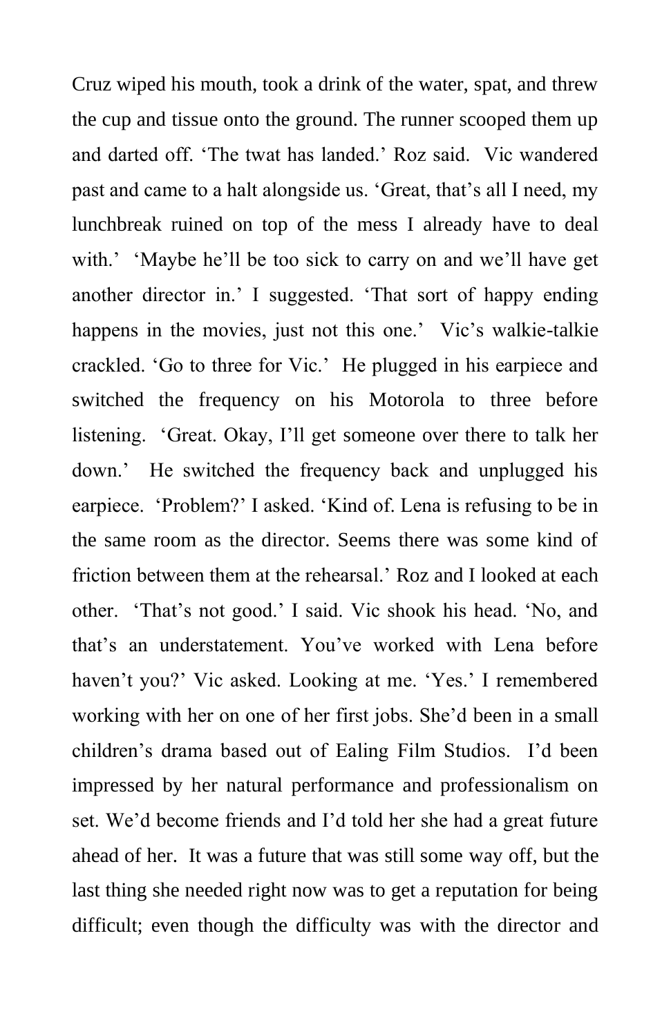Cruz wiped his mouth, took a drink of the water, spat, and threw the cup and tissue onto the ground. The runner scooped them up and darted off. 'The twat has landed.' Roz said. Vic wandered past and came to a halt alongside us. 'Great, that's all I need, my lunchbreak ruined on top of the mess I already have to deal with.' 'Maybe he'll be too sick to carry on and we'll have get another director in.' I suggested. 'That sort of happy ending happens in the movies, just not this one.' Vic's walkie-talkie crackled. 'Go to three for Vic.' He plugged in his earpiece and switched the frequency on his Motorola to three before listening. 'Great. Okay, I'll get someone over there to talk her down.' He switched the frequency back and unplugged his earpiece. 'Problem?' I asked. 'Kind of. Lena is refusing to be in the same room as the director. Seems there was some kind of friction between them at the rehearsal.' Roz and I looked at each other. 'That's not good.' I said. Vic shook his head. 'No, and that's an understatement. You've worked with Lena before haven't you?' Vic asked. Looking at me. 'Yes.' I remembered working with her on one of her first jobs. She'd been in a small children's drama based out of Ealing Film Studios. I'd been impressed by her natural performance and professionalism on set. We'd become friends and I'd told her she had a great future ahead of her. It was a future that was still some way off, but the last thing she needed right now was to get a reputation for being difficult; even though the difficulty was with the director and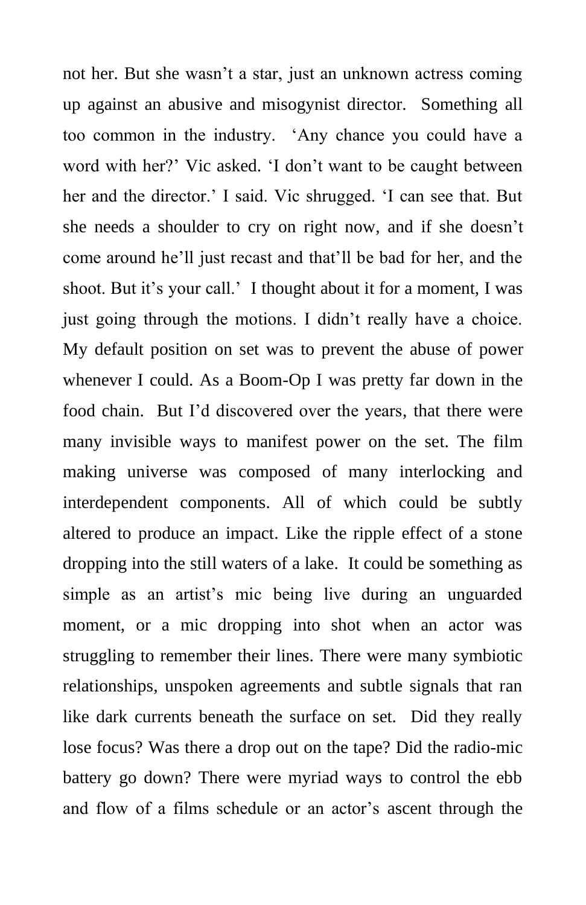not her. But she wasn't a star, just an unknown actress coming up against an abusive and misogynist director.  Something all too common in the industry.  'Any chance you could have a word with her?' Vic asked. 'I don't want to be caught between her and the director.' I said. Vic shrugged. 'I can see that. But she needs a shoulder to cry on right now, and if she doesn't come around he'll just recast and that'll be bad for her, and the shoot. But it's your call.'  I thought about it for a moment, I was just going through the motions. I didn't really have a choice. My default position on set was to prevent the abuse of power whenever I could. As a Boom-Op I was pretty far down in the food chain.  But I'd discovered over the years, that there were many invisible ways to manifest power on the set. The film making universe was composed of many interlocking and interdependent components. All of which could be subtly altered to produce an impact. Like the ripple effect of a stone dropping into the still waters of a lake.  It could be something as simple as an artist's mic being live during an unguarded moment, or a mic dropping into shot when an actor was struggling to remember their lines. There were many symbiotic relationships, unspoken agreements and subtle signals that ran like dark currents beneath the surface on set.  Did they really lose focus? Was there a drop out on the tape? Did the radio-mic battery go down? There were myriad ways to control the ebb and flow of a films schedule or an actor's ascent through the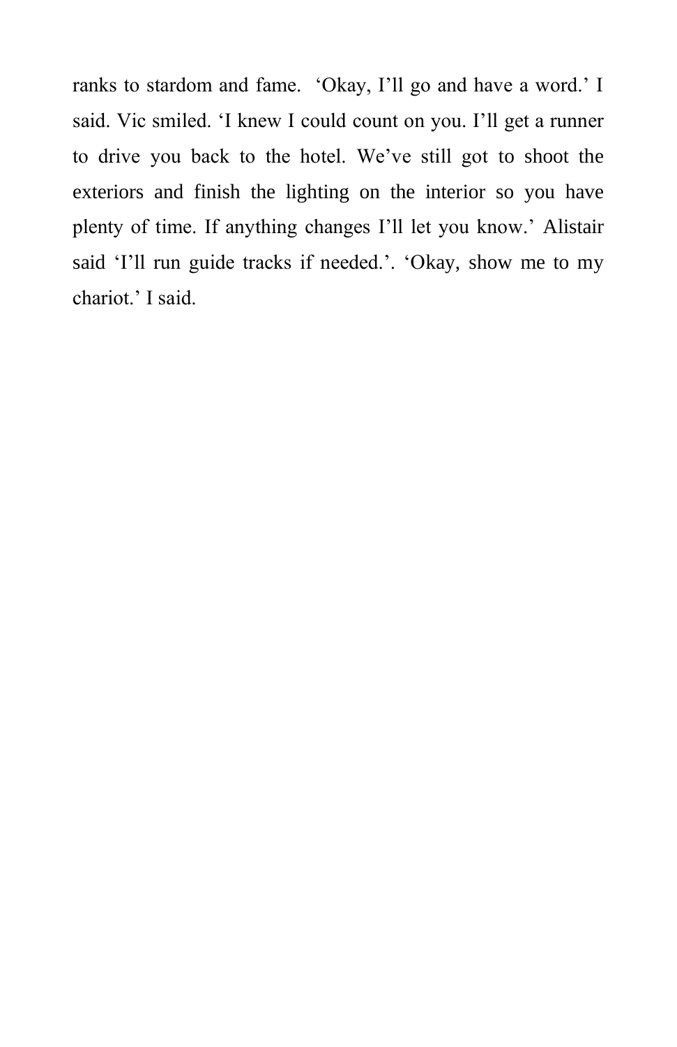ranks to stardom and fame. ‘Okay, I’ll go and have a word.’ I said. Vic smiled. ‘I knew I could count on you. I’ll get a runner to drive you back to the hotel. We’ve still got to shoot the exteriors and finish the lighting on the interior so you have plenty of time. If anything changes I’ll let you know.’ Alistair said ‘I’ll run guide tracks if needed.’. ‘Okay, show me to my chariot.’ I said.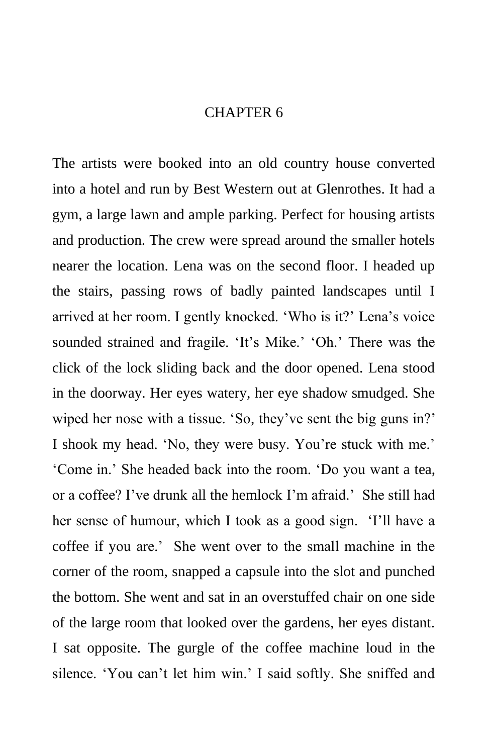# CHAPTER 6

The artists were booked into an old country house converted into a hotel and run by Best Western out at Glenrothes. It had a gym, a large lawn and ample parking. Perfect for housing artists and production. The crew were spread around the smaller hotels nearer the location. Lena was on the second floor. I headed up the stairs, passing rows of badly painted landscapes until I arrived at her room. I gently knocked. 'Who is it?' Lena's voice sounded strained and fragile. 'It's Mike.' 'Oh.' There was the click of the lock sliding back and the door opened. Lena stood in the doorway. Her eyes watery, her eye shadow smudged. She wiped her nose with a tissue. 'So, they've sent the big guns in?' I shook my head. 'No, they were busy. You're stuck with me.' 'Come in.' She headed back into the room. 'Do you want a tea, or a coffee? I've drunk all the hemlock I'm afraid.' She still had her sense of humour, which I took as a good sign. 'I'll have a coffee if you are.' She went over to the small machine in the corner of the room, snapped a capsule into the slot and punched the bottom. She went and sat in an overstuffed chair on one side of the large room that looked over the gardens, her eyes distant. I sat opposite. The gurgle of the coffee machine loud in the silence. 'You can't let him win.' I said softly. She sniffed and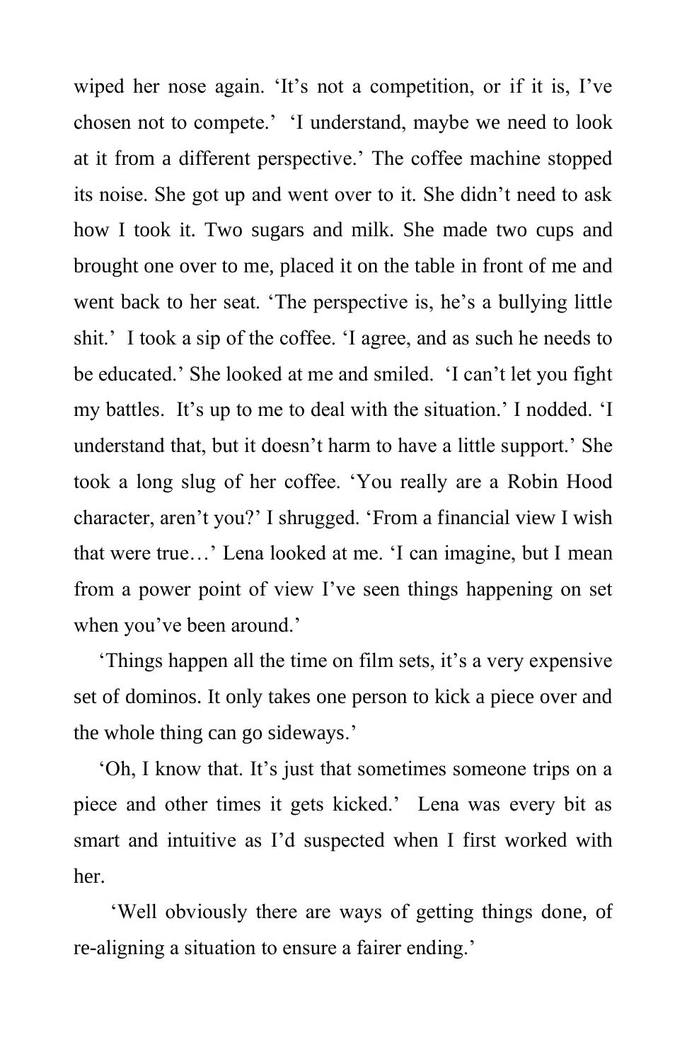wiped her nose again. 'It's not a competition, or if it is, I've chosen not to compete.' 'I understand, maybe we need to look at it from a different perspective.' The coffee machine stopped its noise. She got up and went over to it. She didn't need to ask how I took it. Two sugars and milk. She made two cups and brought one over to me, placed it on the table in front of me and went back to her seat. 'The perspective is, he's a bullying little shit.' I took a sip of the coffee. 'I agree, and as such he needs to be educated.' She looked at me and smiled. 'I can't let you fight my battles. It's up to me to deal with the situation.' I nodded. 'I understand that, but it doesn't harm to have a little support.' She took a long slug of her coffee. 'You really are a Robin Hood character, aren't you?' I shrugged. 'From a financial view I wish that were true…' Lena looked at me. 'I can imagine, but I mean from a power point of view I've seen things happening on set when you've been around.'

'Things happen all the time on film sets, it's a very expensive set of dominos. It only takes one person to kick a piece over and the whole thing can go sideways.'

'Oh, I know that. It's just that sometimes someone trips on a piece and other times it gets kicked.' Lena was every bit as smart and intuitive as I'd suspected when I first worked with her.

'Well obviously there are ways of getting things done, of re-aligning a situation to ensure a fairer ending.'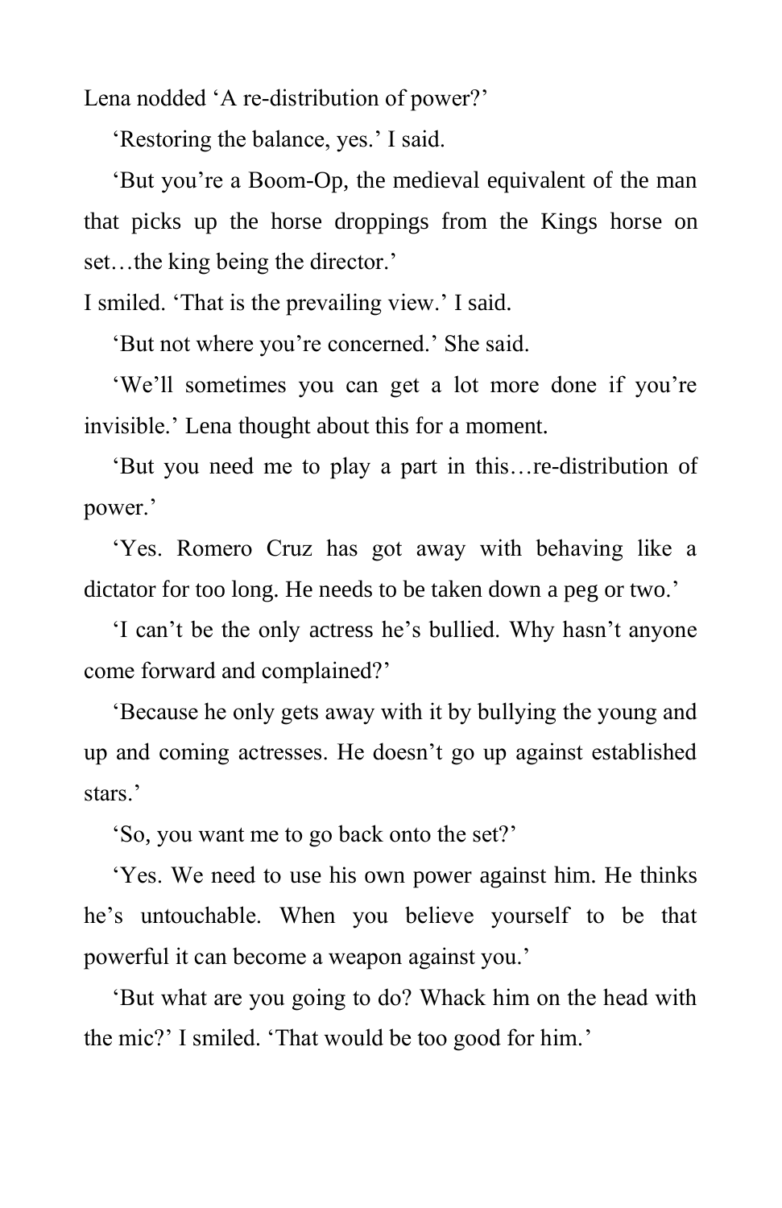Lena nodded ‘A re-distribution of power?’

‘Restoring the balance, yes.’ I said.

‘But you’re a Boom-Op, the medieval equivalent of the man that picks up the horse droppings from the Kings horse on set…the king being the director.’

I smiled. ‘That is the prevailing view.’ I said.

‘But not where you’re concerned.’ She said.

‘We’ll sometimes you can get a lot more done if you’re invisible.’ Lena thought about this for a moment.

‘But you need me to play a part in this…re-distribution of power.’

‘Yes. Romero Cruz has got away with behaving like a dictator for too long. He needs to be taken down a peg or two.’

‘I can’t be the only actress he’s bullied. Why hasn’t anyone come forward and complained?’

‘Because he only gets away with it by bullying the young and up and coming actresses. He doesn’t go up against established stars.’

‘So, you want me to go back onto the set?’

‘Yes. We need to use his own power against him. He thinks he’s untouchable. When you believe yourself to be that powerful it can become a weapon against you.’

‘But what are you going to do? Whack him on the head with the mic?’ I smiled. ‘That would be too good for him.’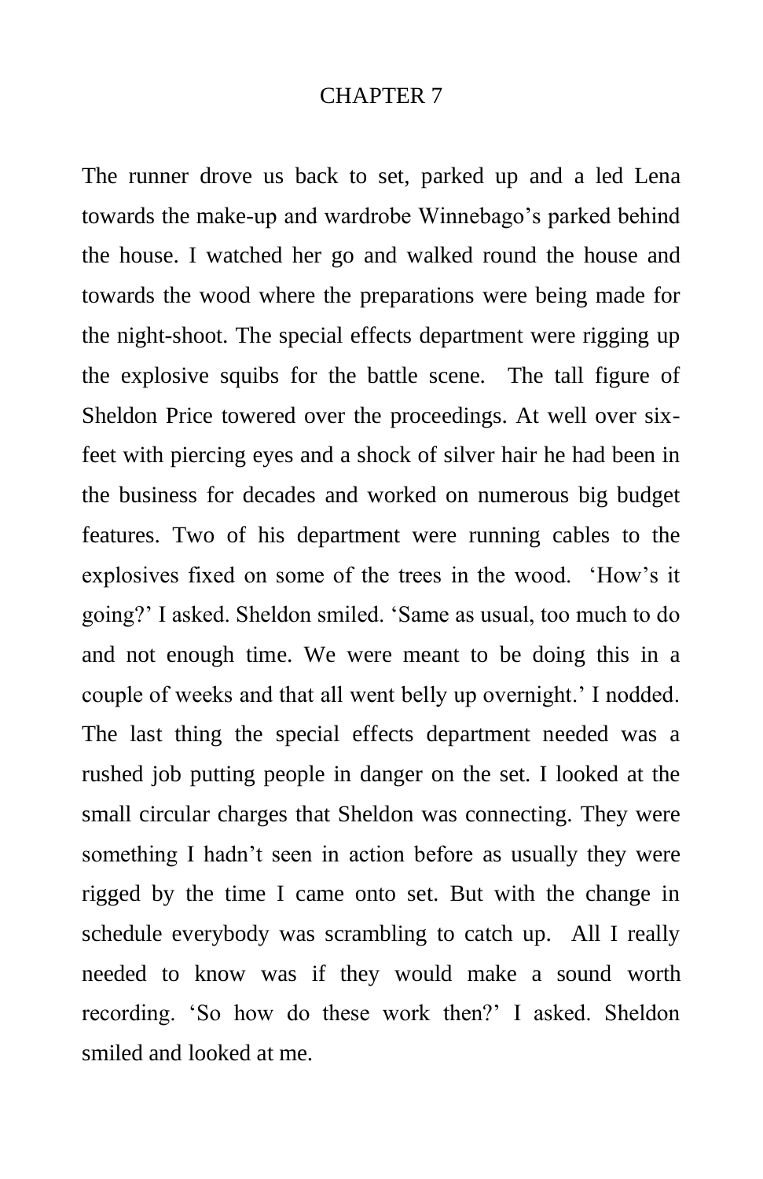# CHAPTER 7

The runner drove us back to set, parked up and a led Lena towards the make-up and wardrobe Winnebago's parked behind the house. I watched her go and walked round the house and towards the wood where the preparations were being made for the night-shoot. The special effects department were rigging up the explosive squibs for the battle scene. The tall figure of Sheldon Price towered over the proceedings. At well over six-feet with piercing eyes and a shock of silver hair he had been in the business for decades and worked on numerous big budget features. Two of his department were running cables to the explosives fixed on some of the trees in the wood. 'How's it going?' I asked. Sheldon smiled. 'Same as usual, too much to do and not enough time. We were meant to be doing this in a couple of weeks and that all went belly up overnight.' I nodded. The last thing the special effects department needed was a rushed job putting people in danger on the set. I looked at the small circular charges that Sheldon was connecting. They were something I hadn't seen in action before as usually they were rigged by the time I came onto set. But with the change in schedule everybody was scrambling to catch up. All I really needed to know was if they would make a sound worth recording. 'So how do these work then?' I asked. Sheldon smiled and looked at me.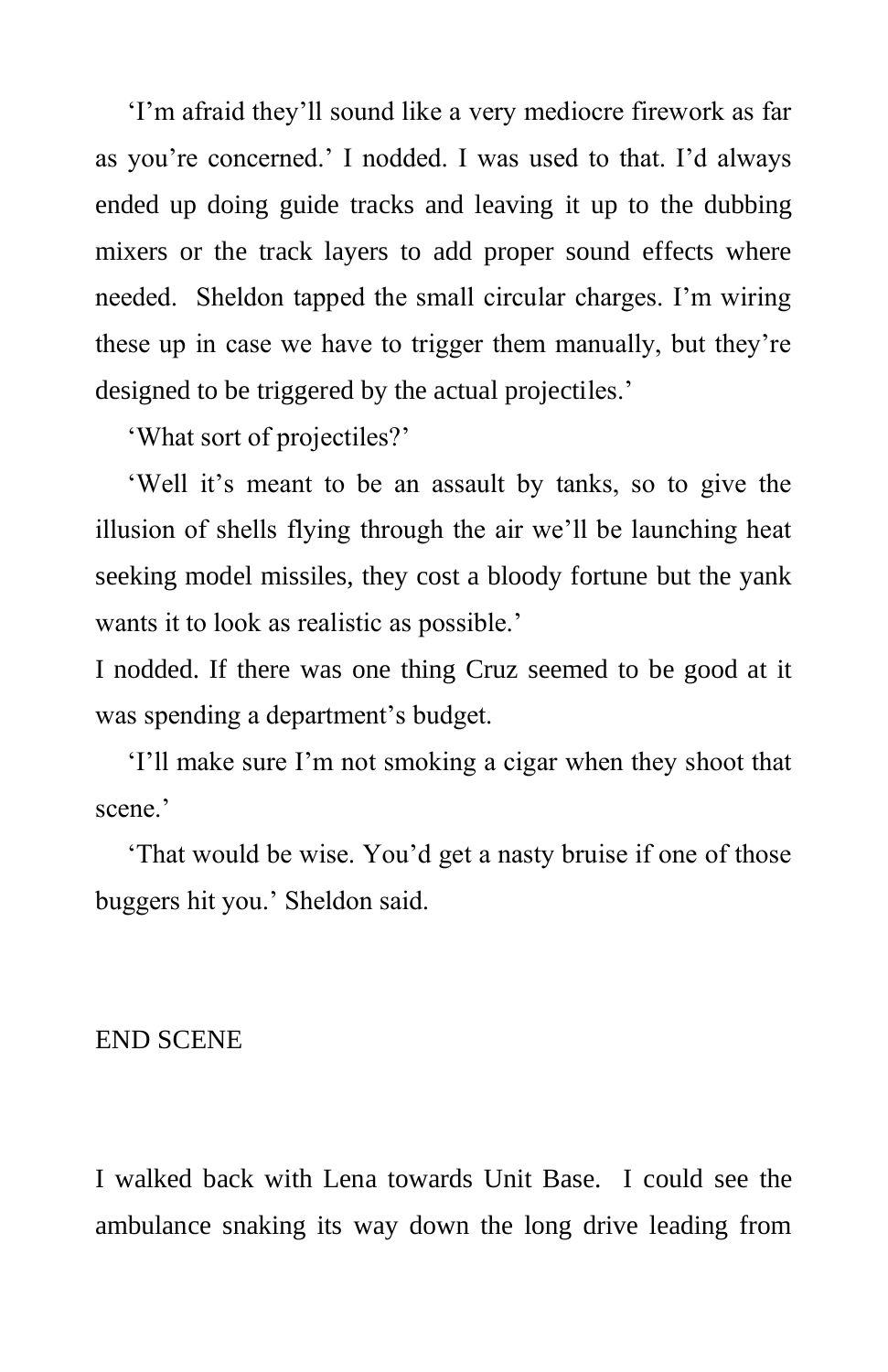‘I’m afraid they’ll sound like a very mediocre firework as far as you’re concerned.’ I nodded. I was used to that. I’d always ended up doing guide tracks and leaving it up to the dubbing mixers or the track layers to add proper sound effects where needed. Sheldon tapped the small circular charges. I’m wiring these up in case we have to trigger them manually, but they’re designed to be triggered by the actual projectiles.’

‘What sort of projectiles?’

‘Well it’s meant to be an assault by tanks, so to give the illusion of shells flying through the air we’ll be launching heat seeking model missiles, they cost a bloody fortune but the yank wants it to look as realistic as possible.’

I nodded. If there was one thing Cruz seemed to be good at it was spending a department’s budget.

‘I’ll make sure I’m not smoking a cigar when they shoot that scene.’

‘That would be wise. You’d get a nasty bruise if one of those buggers hit you.’ Sheldon said.

END SCENE

I walked back with Lena towards Unit Base. I could see the ambulance snaking its way down the long drive leading from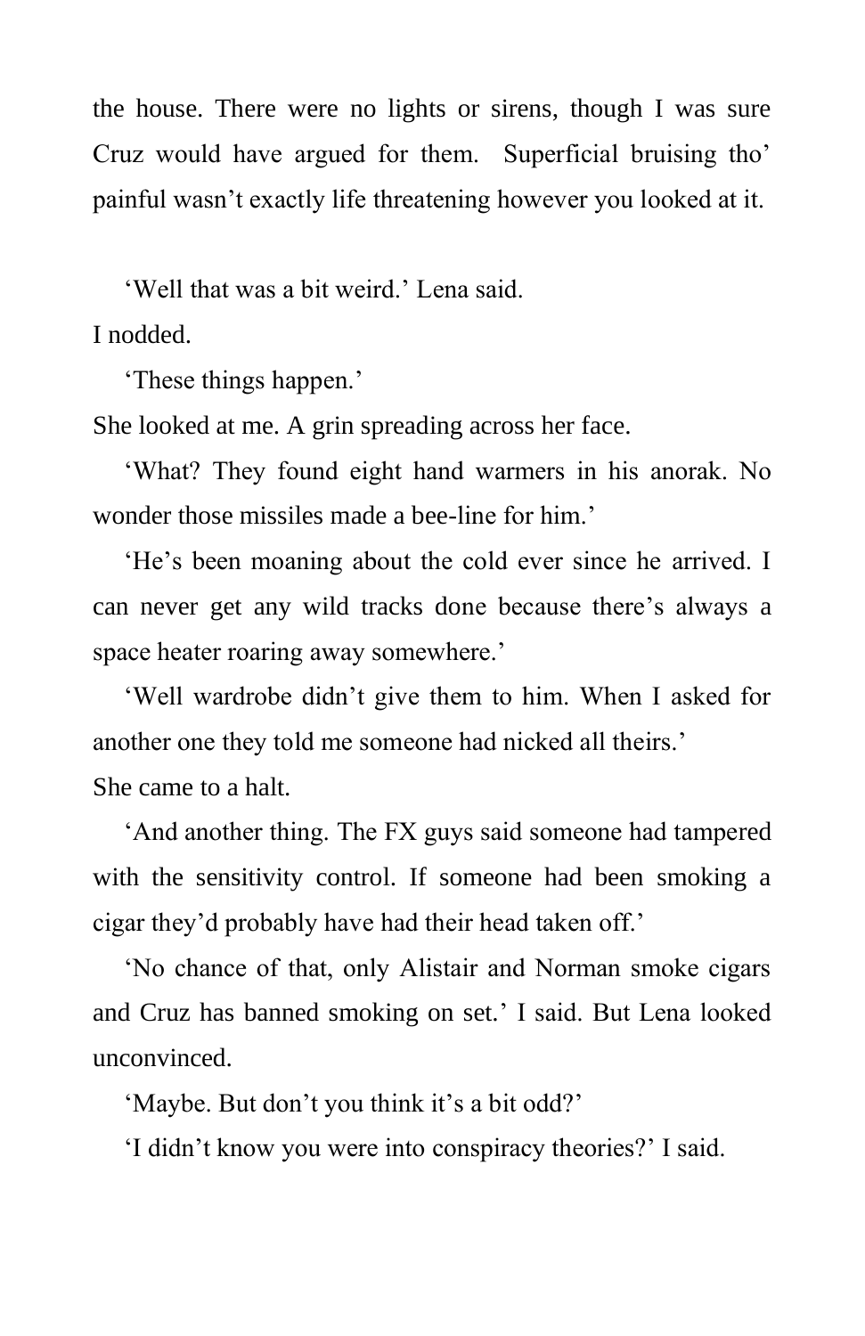the house. There were no lights or sirens, though I was sure Cruz would have argued for them. Superficial bruising tho' painful wasn't exactly life threatening however you looked at it.

'Well that was a bit weird.' Lena said.

I nodded.

'These things happen.'

She looked at me. A grin spreading across her face.

'What? They found eight hand warmers in his anorak. No wonder those missiles made a bee-line for him.'

'He's been moaning about the cold ever since he arrived. I can never get any wild tracks done because there's always a space heater roaring away somewhere.'

'Well wardrobe didn't give them to him. When I asked for another one they told me someone had nicked all theirs.'

She came to a halt.

'And another thing. The FX guys said someone had tampered with the sensitivity control. If someone had been smoking a cigar they'd probably have had their head taken off.'

'No chance of that, only Alistair and Norman smoke cigars and Cruz has banned smoking on set.' I said. But Lena looked unconvinced.

'Maybe. But don't you think it's a bit odd?'

'I didn't know you were into conspiracy theories?' I said.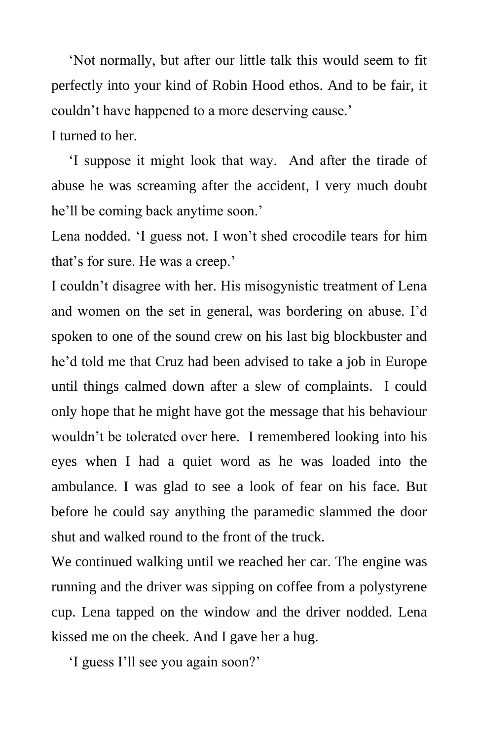'Not normally, but after our little talk this would seem to fit perfectly into your kind of Robin Hood ethos. And to be fair, it couldn't have happened to a more deserving cause.'

I turned to her.

'I suppose it might look that way. And after the tirade of abuse he was screaming after the accident, I very much doubt he'll be coming back anytime soon.'

Lena nodded. 'I guess not. I won't shed crocodile tears for him that's for sure. He was a creep.'

I couldn't disagree with her. His misogynistic treatment of Lena and women on the set in general, was bordering on abuse. I'd spoken to one of the sound crew on his last big blockbuster and he'd told me that Cruz had been advised to take a job in Europe until things calmed down after a slew of complaints. I could only hope that he might have got the message that his behaviour wouldn't be tolerated over here. I remembered looking into his eyes when I had a quiet word as he was loaded into the ambulance. I was glad to see a look of fear on his face. But before he could say anything the paramedic slammed the door shut and walked round to the front of the truck.

We continued walking until we reached her car. The engine was running and the driver was sipping on coffee from a polystyrene cup. Lena tapped on the window and the driver nodded. Lena kissed me on the cheek. And I gave her a hug.

'I guess I'll see you again soon?'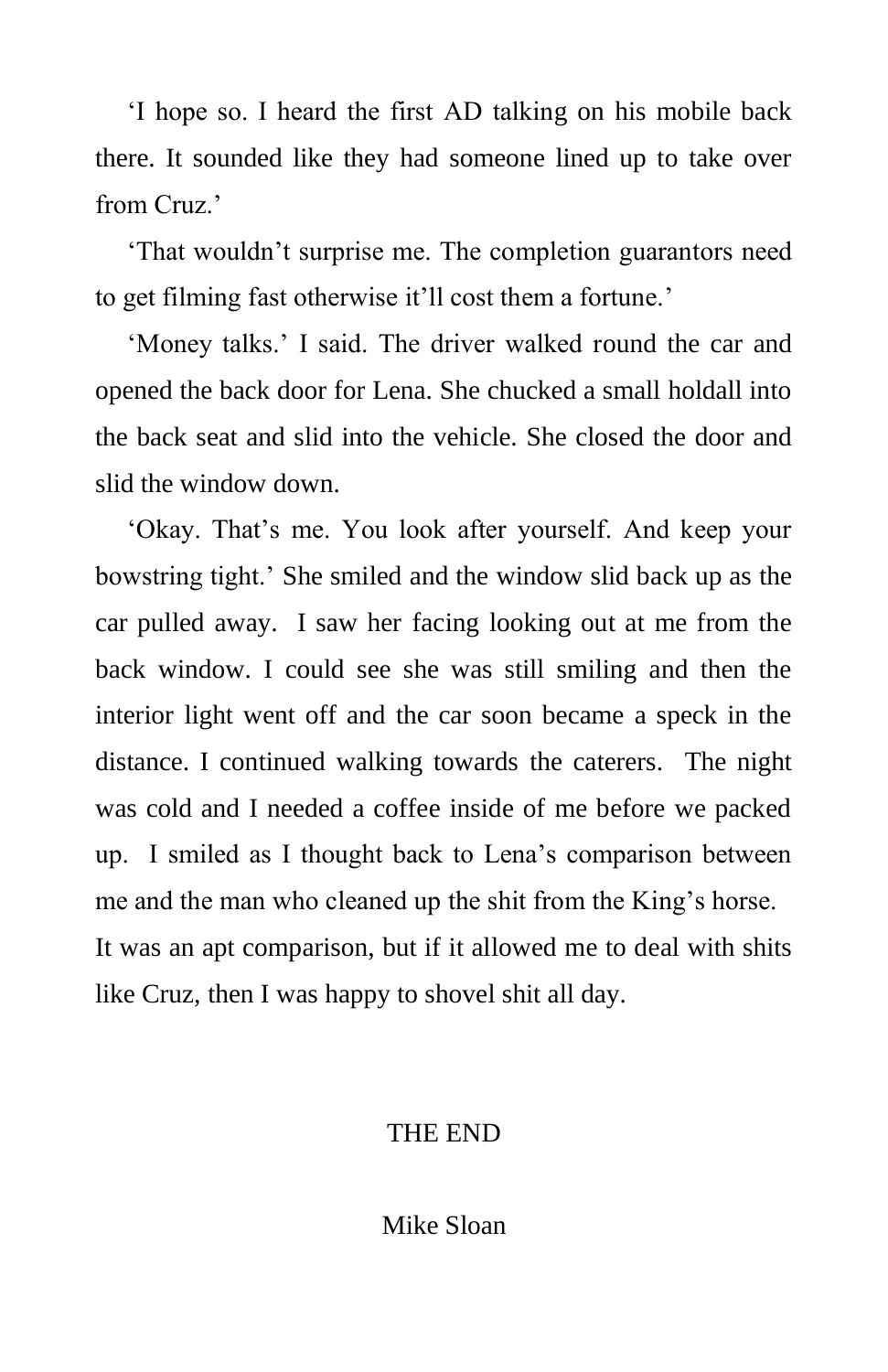'I hope so. I heard the first AD talking on his mobile back there. It sounded like they had someone lined up to take over from Cruz.'

'That wouldn't surprise me. The completion guarantors need to get filming fast otherwise it'll cost them a fortune.'

'Money talks.' I said. The driver walked round the car and opened the back door for Lena. She chucked a small holdall into the back seat and slid into the vehicle. She closed the door and slid the window down.

'Okay. That's me. You look after yourself. And keep your bowstring tight.' She smiled and the window slid back up as the car pulled away. I saw her facing looking out at me from the back window. I could see she was still smiling and then the interior light went off and the car soon became a speck in the distance. I continued walking towards the caterers. The night was cold and I needed a coffee inside of me before we packed up. I smiled as I thought back to Lena's comparison between me and the man who cleaned up the shit from the King's horse. It was an apt comparison, but if it allowed me to deal with shits like Cruz, then I was happy to shovel shit all day.

THE END

Mike Sloan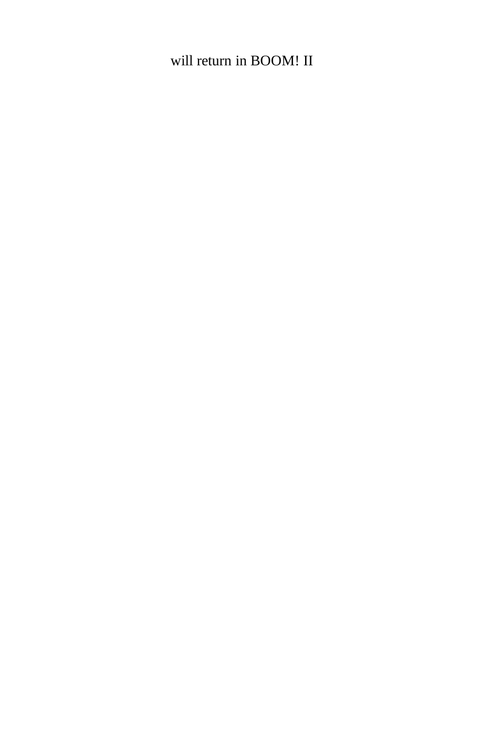will return in BOOM! II